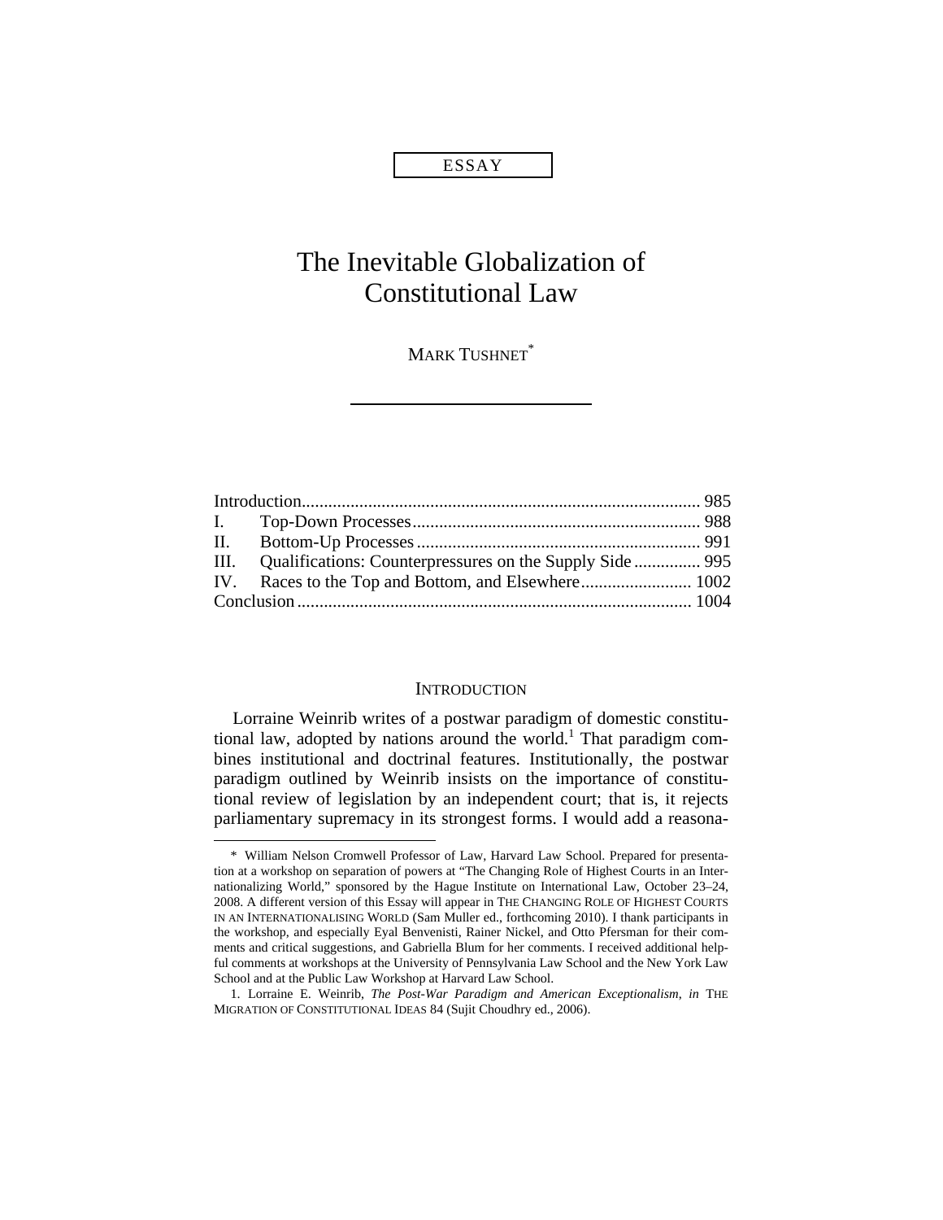ESSAY

# The Inevitable Globalization of Constitutional Law

MARK TUSHNET*

| | | |
|---|---|---|
| Introduction | | 985 |
| I. | Top-Down Processes | 988 |
| II. | Bottom-Up Processes | 991 |
| III. | Qualifications: Counterpressures on the Supply Side | 995 |
| IV. | Races to the Top and Bottom, and Elsewhere | 1002 |
| Conclusion | | 1004 |

## INTRODUCTION

Lorraine Weinrib writes of a postwar paradigm of domestic constitutional law, adopted by nations around the world.[1] That paradigm combines institutional and doctrinal features. Institutionally, the postwar paradigm outlined by Weinrib insists on the importance of constitutional review of legislation by an independent court; that is, it rejects parliamentary supremacy in its strongest forms. I would add a reasona-

---

\* William Nelson Cromwell Professor of Law, Harvard Law School. Prepared for presentation at a workshop on separation of powers at "The Changing Role of Highest Courts in an Internationalizing World," sponsored by the Hague Institute on International Law, October 23–24, 2008. A different version of this Essay will appear in THE CHANGING ROLE OF HIGHEST COURTS IN AN INTERNATIONALISING WORLD (Sam Muller ed., forthcoming 2010). I thank participants in the workshop, and especially Eyal Benvenisti, Rainer Nickel, and Otto Pfersman for their comments and critical suggestions, and Gabriella Blum for her comments. I received additional helpful comments at workshops at the University of Pennsylvania Law School and the New York Law School and at the Public Law Workshop at Harvard Law School.

1. Lorraine E. Weinrib, *The Post-War Paradigm and American Exceptionalism*, *in* THE MIGRATION OF CONSTITUTIONAL IDEAS 84 (Sujit Choudhry ed., 2006).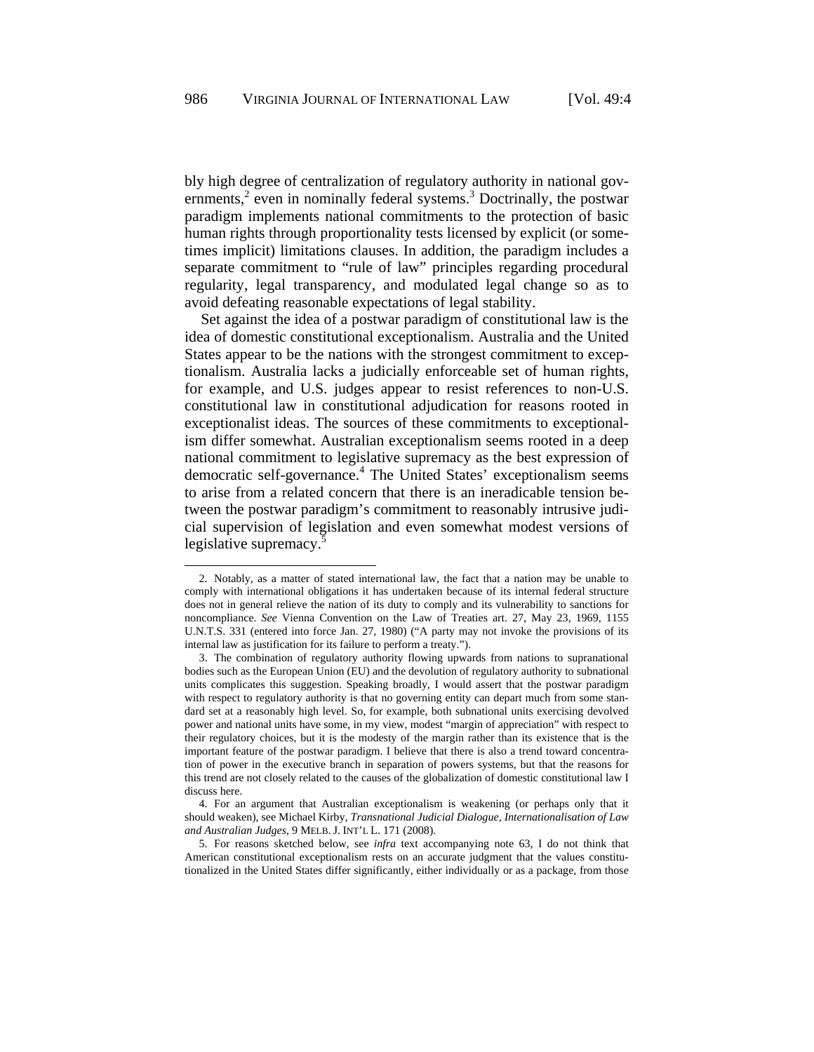bly high degree of centralization of regulatory authority in national governments,[2] even in nominally federal systems.[3] Doctrinally, the postwar paradigm implements national commitments to the protection of basic human rights through proportionality tests licensed by explicit (or sometimes implicit) limitations clauses. In addition, the paradigm includes a separate commitment to "rule of law" principles regarding procedural regularity, legal transparency, and modulated legal change so as to avoid defeating reasonable expectations of legal stability.

Set against the idea of a postwar paradigm of constitutional law is the idea of domestic constitutional exceptionalism. Australia and the United States appear to be the nations with the strongest commitment to exceptionalism. Australia lacks a judicially enforceable set of human rights, for example, and U.S. judges appear to resist references to non-U.S. constitutional law in constitutional adjudication for reasons rooted in exceptionalist ideas. The sources of these commitments to exceptionalism differ somewhat. Australian exceptionalism seems rooted in a deep national commitment to legislative supremacy as the best expression of democratic self-governance.[4] The United States' exceptionalism seems to arise from a related concern that there is an ineradicable tension between the postwar paradigm's commitment to reasonably intrusive judicial supervision of legislation and even somewhat modest versions of legislative supremacy.[5]

---

2. Notably, as a matter of stated international law, the fact that a nation may be unable to comply with international obligations it has undertaken because of its internal federal structure does not in general relieve the nation of its duty to comply and its vulnerability to sanctions for noncompliance. *See* Vienna Convention on the Law of Treaties art. 27, May 23, 1969, 1155 U.N.T.S. 331 (entered into force Jan. 27, 1980) ("A party may not invoke the provisions of its internal law as justification for its failure to perform a treaty.").

3. The combination of regulatory authority flowing upwards from nations to supranational bodies such as the European Union (EU) and the devolution of regulatory authority to subnational units complicates this suggestion. Speaking broadly, I would assert that the postwar paradigm with respect to regulatory authority is that no governing entity can depart much from some standard set at a reasonably high level. So, for example, both subnational units exercising devolved power and national units have some, in my view, modest "margin of appreciation" with respect to their regulatory choices, but it is the modesty of the margin rather than its existence that is the important feature of the postwar paradigm. I believe that there is also a trend toward concentration of power in the executive branch in separation of powers systems, but that the reasons for this trend are not closely related to the causes of the globalization of domestic constitutional law I discuss here.

4. For an argument that Australian exceptionalism is weakening (or perhaps only that it should weaken), see Michael Kirby, *Transnational Judicial Dialogue, Internationalisation of Law and Australian Judges*, 9 MELB. J. INT'L L. 171 (2008).

5. For reasons sketched below, see *infra* text accompanying note 63, I do not think that American constitutional exceptionalism rests on an accurate judgment that the values constitutionalized in the United States differ significantly, either individually or as a package, from those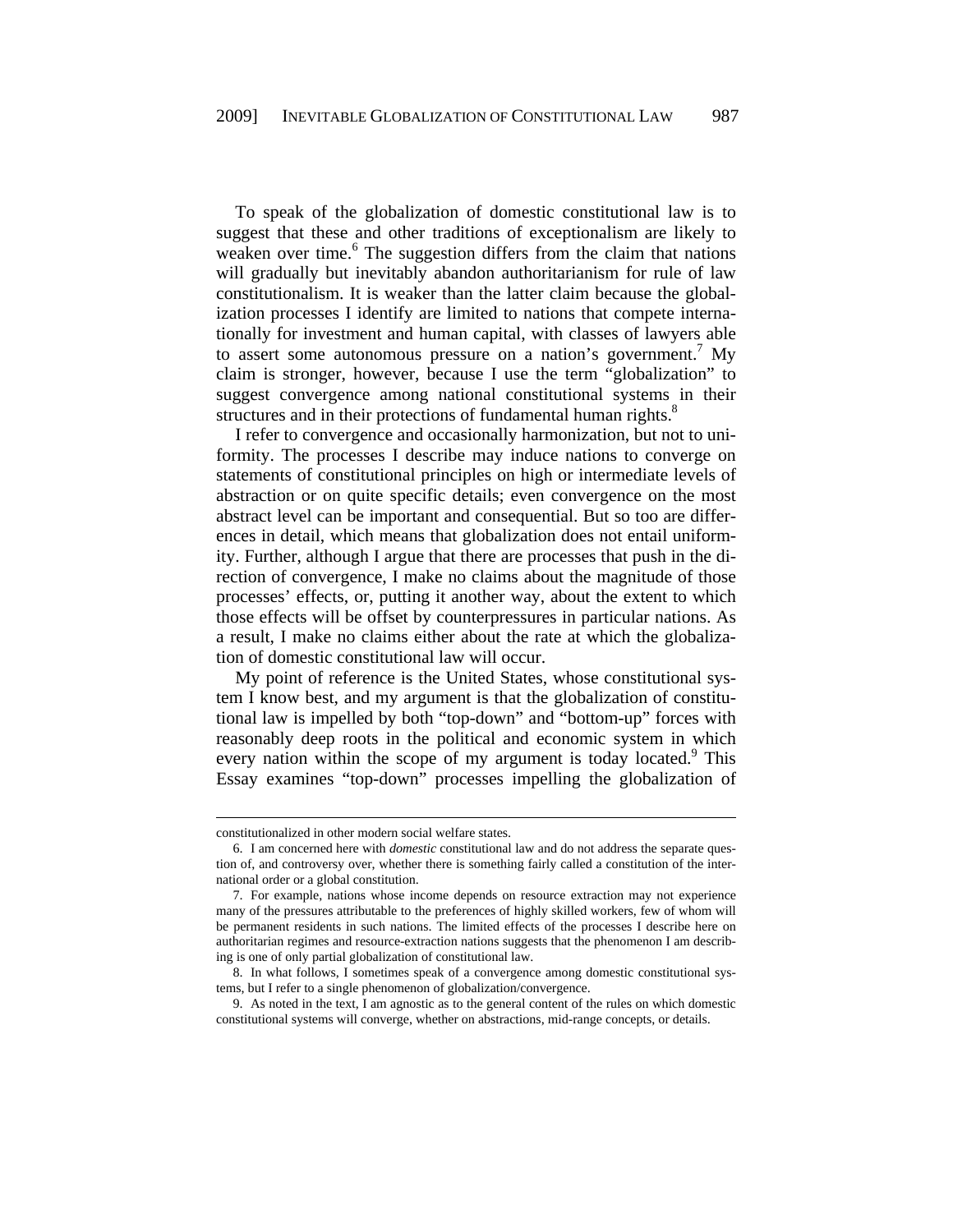To speak of the globalization of domestic constitutional law is to suggest that these and other traditions of exceptionalism are likely to weaken over time.[6] The suggestion differs from the claim that nations will gradually but inevitably abandon authoritarianism for rule of law constitutionalism. It is weaker than the latter claim because the globalization processes I identify are limited to nations that compete internationally for investment and human capital, with classes of lawyers able to assert some autonomous pressure on a nation's government.[7] My claim is stronger, however, because I use the term "globalization" to suggest convergence among national constitutional systems in their structures and in their protections of fundamental human rights.[8]

I refer to convergence and occasionally harmonization, but not to uniformity. The processes I describe may induce nations to converge on statements of constitutional principles on high or intermediate levels of abstraction or on quite specific details; even convergence on the most abstract level can be important and consequential. But so too are differences in detail, which means that globalization does not entail uniformity. Further, although I argue that there are processes that push in the direction of convergence, I make no claims about the magnitude of those processes' effects, or, putting it another way, about the extent to which those effects will be offset by counterpressures in particular nations. As a result, I make no claims either about the rate at which the globalization of domestic constitutional law will occur.

My point of reference is the United States, whose constitutional system I know best, and my argument is that the globalization of constitutional law is impelled by both "top-down" and "bottom-up" forces with reasonably deep roots in the political and economic system in which every nation within the scope of my argument is today located.[9] This Essay examines "top-down" processes impelling the globalization of

---

constitutionalized in other modern social welfare states.

6. I am concerned here with *domestic* constitutional law and do not address the separate question of, and controversy over, whether there is something fairly called a constitution of the international order or a global constitution.

7. For example, nations whose income depends on resource extraction may not experience many of the pressures attributable to the preferences of highly skilled workers, few of whom will be permanent residents in such nations. The limited effects of the processes I describe here on authoritarian regimes and resource-extraction nations suggests that the phenomenon I am describing is one of only partial globalization of constitutional law.

8. In what follows, I sometimes speak of a convergence among domestic constitutional systems, but I refer to a single phenomenon of globalization/convergence.

9. As noted in the text, I am agnostic as to the general content of the rules on which domestic constitutional systems will converge, whether on abstractions, mid-range concepts, or details.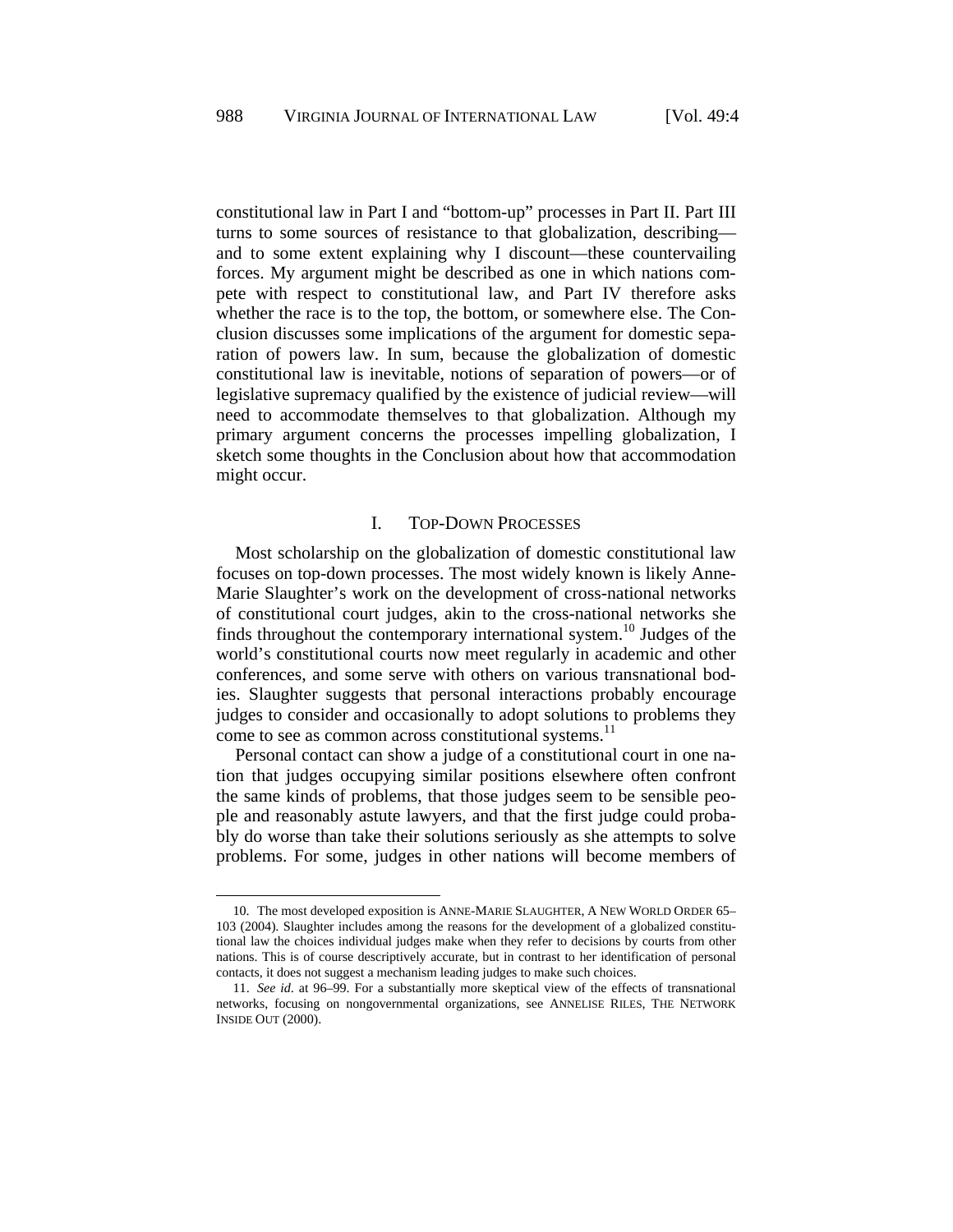constitutional law in Part I and "bottom-up" processes in Part II. Part III turns to some sources of resistance to that globalization, describing—and to some extent explaining why I discount—these countervailing forces. My argument might be described as one in which nations compete with respect to constitutional law, and Part IV therefore asks whether the race is to the top, the bottom, or somewhere else. The Conclusion discusses some implications of the argument for domestic separation of powers law. In sum, because the globalization of domestic constitutional law is inevitable, notions of separation of powers—or of legislative supremacy qualified by the existence of judicial review—will need to accommodate themselves to that globalization. Although my primary argument concerns the processes impelling globalization, I sketch some thoughts in the Conclusion about how that accommodation might occur.

## I. Top-Down Processes

Most scholarship on the globalization of domestic constitutional law focuses on top-down processes. The most widely known is likely Anne-Marie Slaughter's work on the development of cross-national networks of constitutional court judges, akin to the cross-national networks she finds throughout the contemporary international system.[10] Judges of the world's constitutional courts now meet regularly in academic and other conferences, and some serve with others on various transnational bodies. Slaughter suggests that personal interactions probably encourage judges to consider and occasionally to adopt solutions to problems they come to see as common across constitutional systems.[11]

Personal contact can show a judge of a constitutional court in one nation that judges occupying similar positions elsewhere often confront the same kinds of problems, that those judges seem to be sensible people and reasonably astute lawyers, and that the first judge could probably do worse than take their solutions seriously as she attempts to solve problems. For some, judges in other nations will become members of

---

10. The most developed exposition is Anne-Marie Slaughter, A New World Order 65–103 (2004). Slaughter includes among the reasons for the development of a globalized constitutional law the choices individual judges make when they refer to decisions by courts from other nations. This is of course descriptively accurate, but in contrast to her identification of personal contacts, it does not suggest a mechanism leading judges to make such choices.

11. *See id.* at 96–99. For a substantially more skeptical view of the effects of transnational networks, focusing on nongovernmental organizations, see Annelise Riles, The Network Inside Out (2000).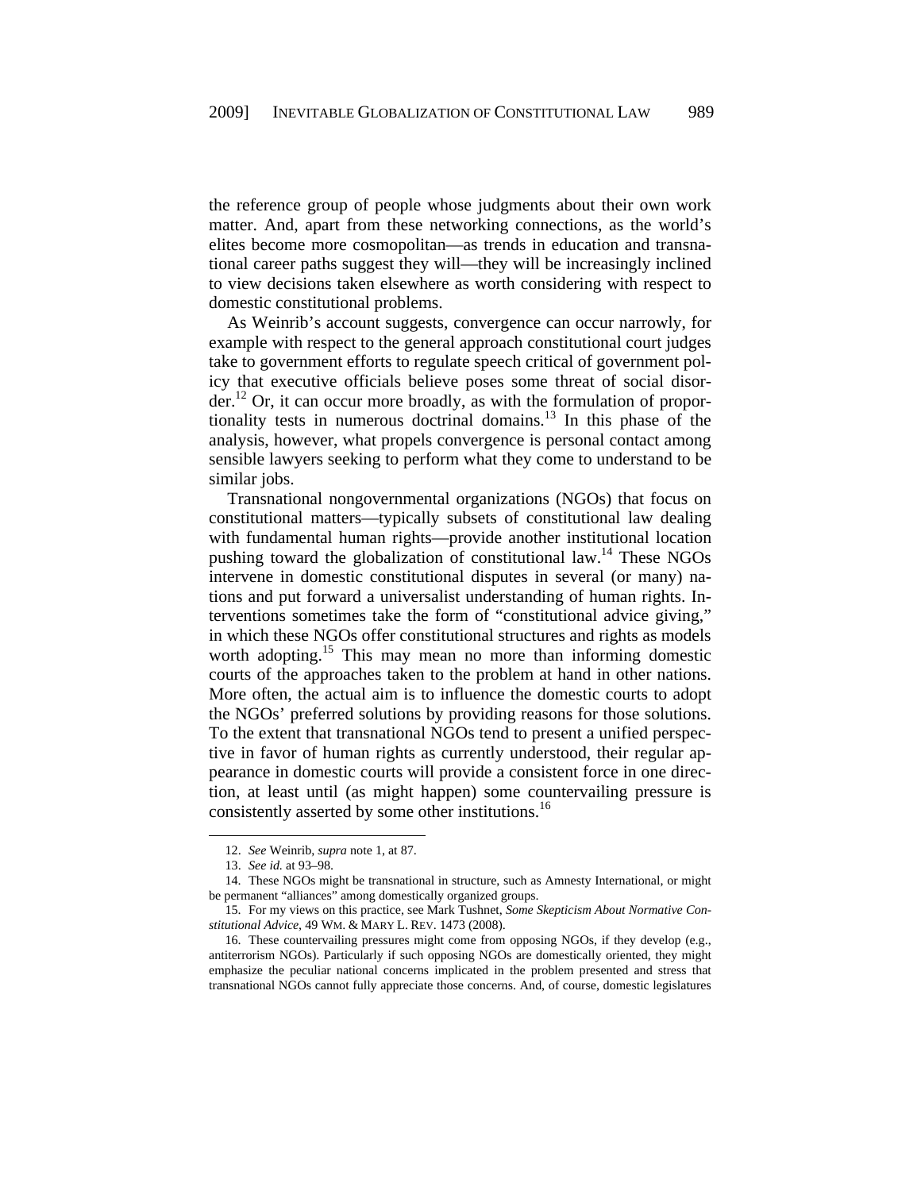the reference group of people whose judgments about their own work matter. And, apart from these networking connections, as the world's elites become more cosmopolitan—as trends in education and transnational career paths suggest they will—they will be increasingly inclined to view decisions taken elsewhere as worth considering with respect to domestic constitutional problems.

As Weinrib's account suggests, convergence can occur narrowly, for example with respect to the general approach constitutional court judges take to government efforts to regulate speech critical of government policy that executive officials believe poses some threat of social disorder.[12] Or, it can occur more broadly, as with the formulation of proportionality tests in numerous doctrinal domains.[13] In this phase of the analysis, however, what propels convergence is personal contact among sensible lawyers seeking to perform what they come to understand to be similar jobs.

Transnational nongovernmental organizations (NGOs) that focus on constitutional matters—typically subsets of constitutional law dealing with fundamental human rights—provide another institutional location pushing toward the globalization of constitutional law.[14] These NGOs intervene in domestic constitutional disputes in several (or many) nations and put forward a universalist understanding of human rights. Interventions sometimes take the form of "constitutional advice giving," in which these NGOs offer constitutional structures and rights as models worth adopting.[15] This may mean no more than informing domestic courts of the approaches taken to the problem at hand in other nations. More often, the actual aim is to influence the domestic courts to adopt the NGOs' preferred solutions by providing reasons for those solutions. To the extent that transnational NGOs tend to present a unified perspective in favor of human rights as currently understood, their regular appearance in domestic courts will provide a consistent force in one direction, at least until (as might happen) some countervailing pressure is consistently asserted by some other institutions.[16]

---

12. *See* Weinrib, *supra* note 1, at 87.

13. *See id.* at 93–98.

14. These NGOs might be transnational in structure, such as Amnesty International, or might be permanent "alliances" among domestically organized groups.

15. For my views on this practice, see Mark Tushnet, *Some Skepticism About Normative Constitutional Advice*, 49 WM. & MARY L. REV. 1473 (2008).

16. These countervailing pressures might come from opposing NGOs, if they develop (e.g., antiterrorism NGOs). Particularly if such opposing NGOs are domestically oriented, they might emphasize the peculiar national concerns implicated in the problem presented and stress that transnational NGOs cannot fully appreciate those concerns. And, of course, domestic legislatures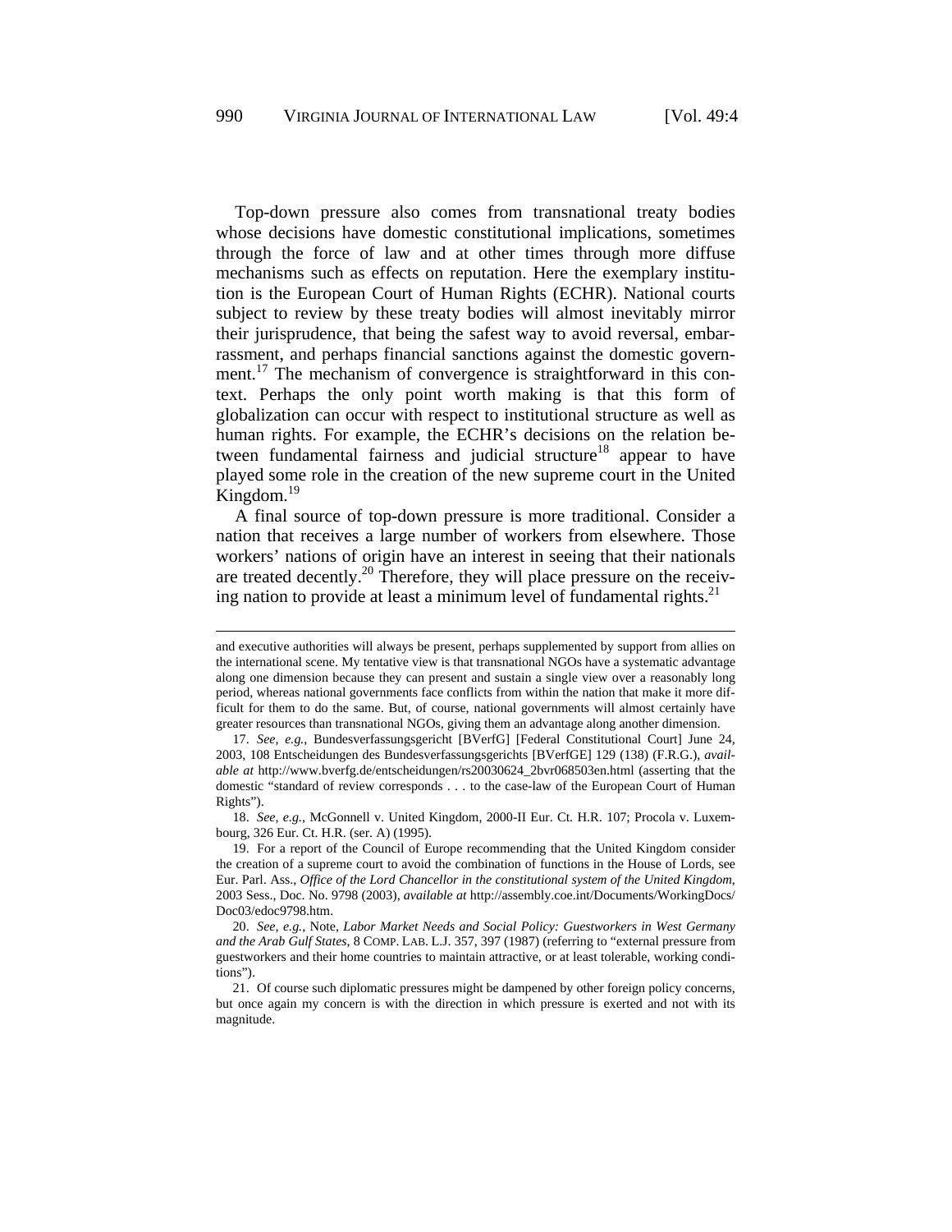Top-down pressure also comes from transnational treaty bodies whose decisions have domestic constitutional implications, sometimes through the force of law and at other times through more diffuse mechanisms such as effects on reputation. Here the exemplary institution is the European Court of Human Rights (ECHR). National courts subject to review by these treaty bodies will almost inevitably mirror their jurisprudence, that being the safest way to avoid reversal, embarrassment, and perhaps financial sanctions against the domestic government.[17] The mechanism of convergence is straightforward in this context. Perhaps the only point worth making is that this form of globalization can occur with respect to institutional structure as well as human rights. For example, the ECHR's decisions on the relation between fundamental fairness and judicial structure[18] appear to have played some role in the creation of the new supreme court in the United Kingdom.[19]

A final source of top-down pressure is more traditional. Consider a nation that receives a large number of workers from elsewhere. Those workers' nations of origin have an interest in seeing that their nationals are treated decently.[20] Therefore, they will place pressure on the receiving nation to provide at least a minimum level of fundamental rights.[21]

---

and executive authorities will always be present, perhaps supplemented by support from allies on the international scene. My tentative view is that transnational NGOs have a systematic advantage along one dimension because they can present and sustain a single view over a reasonably long period, whereas national governments face conflicts from within the nation that make it more difficult for them to do the same. But, of course, national governments will almost certainly have greater resources than transnational NGOs, giving them an advantage along another dimension.

17. *See, e.g.*, Bundesverfassungsgericht [BVerfG] [Federal Constitutional Court] June 24, 2003, 108 Entscheidungen des Bundesverfassungsgerichts [BVerfGE] 129 (138) (F.R.G.), *available at* http://www.bverfg.de/entscheidungen/rs20030624_2bvr068503en.html (asserting that the domestic "standard of review corresponds . . . to the case-law of the European Court of Human Rights").

18. *See, e.g.*, McGonnell v. United Kingdom, 2000-II Eur. Ct. H.R. 107; Procola v. Luxembourg, 326 Eur. Ct. H.R. (ser. A) (1995).

19. For a report of the Council of Europe recommending that the United Kingdom consider the creation of a supreme court to avoid the combination of functions in the House of Lords, see Eur. Parl. Ass., *Office of the Lord Chancellor in the constitutional system of the United Kingdom*, 2003 Sess., Doc. No. 9798 (2003), *available at* http://assembly.coe.int/Documents/WorkingDocs/Doc03/edoc9798.htm.

20. *See, e.g.*, Note, *Labor Market Needs and Social Policy: Guestworkers in West Germany and the Arab Gulf States*, 8 COMP. LAB. L.J. 357, 397 (1987) (referring to "external pressure from guestworkers and their home countries to maintain attractive, or at least tolerable, working conditions").

21. Of course such diplomatic pressures might be dampened by other foreign policy concerns, but once again my concern is with the direction in which pressure is exerted and not with its magnitude.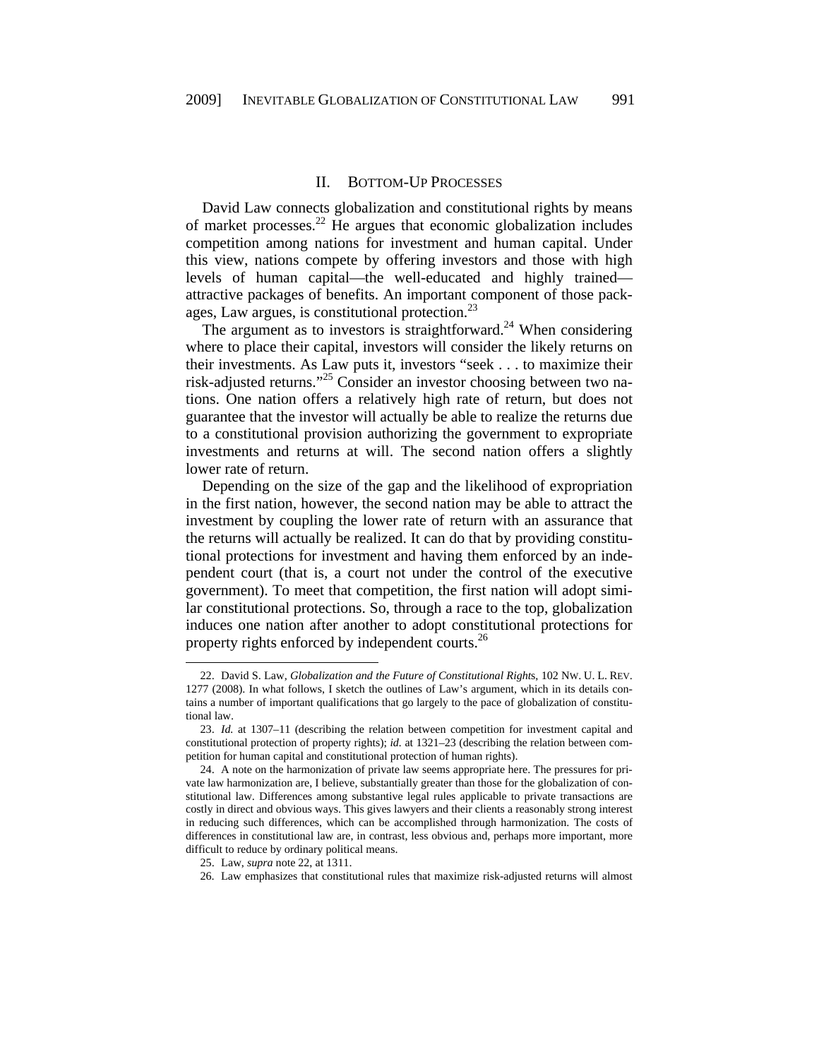## II. BOTTOM-UP PROCESSES

David Law connects globalization and constitutional rights by means of market processes.[22] He argues that economic globalization includes competition among nations for investment and human capital. Under this view, nations compete by offering investors and those with high levels of human capital—the well-educated and highly trained—attractive packages of benefits. An important component of those packages, Law argues, is constitutional protection.[23]

The argument as to investors is straightforward.[24] When considering where to place their capital, investors will consider the likely returns on their investments. As Law puts it, investors "seek . . . to maximize their risk-adjusted returns."[25] Consider an investor choosing between two nations. One nation offers a relatively high rate of return, but does not guarantee that the investor will actually be able to realize the returns due to a constitutional provision authorizing the government to expropriate investments and returns at will. The second nation offers a slightly lower rate of return.

Depending on the size of the gap and the likelihood of expropriation in the first nation, however, the second nation may be able to attract the investment by coupling the lower rate of return with an assurance that the returns will actually be realized. It can do that by providing constitutional protections for investment and having them enforced by an independent court (that is, a court not under the control of the executive government). To meet that competition, the first nation will adopt similar constitutional protections. So, through a race to the top, globalization induces one nation after another to adopt constitutional protections for property rights enforced by independent courts.[26]

---

22. David S. Law, *Globalization and the Future of Constitutional Rights*, 102 NW. U. L. REV. 1277 (2008). In what follows, I sketch the outlines of Law's argument, which in its details contains a number of important qualifications that go largely to the pace of globalization of constitutional law.

23. *Id.* at 1307–11 (describing the relation between competition for investment capital and constitutional protection of property rights); *id.* at 1321–23 (describing the relation between competition for human capital and constitutional protection of human rights).

24. A note on the harmonization of private law seems appropriate here. The pressures for private law harmonization are, I believe, substantially greater than those for the globalization of constitutional law. Differences among substantive legal rules applicable to private transactions are costly in direct and obvious ways. This gives lawyers and their clients a reasonably strong interest in reducing such differences, which can be accomplished through harmonization. The costs of differences in constitutional law are, in contrast, less obvious and, perhaps more important, more difficult to reduce by ordinary political means.

25. Law, *supra* note 22, at 1311.

26. Law emphasizes that constitutional rules that maximize risk-adjusted returns will almost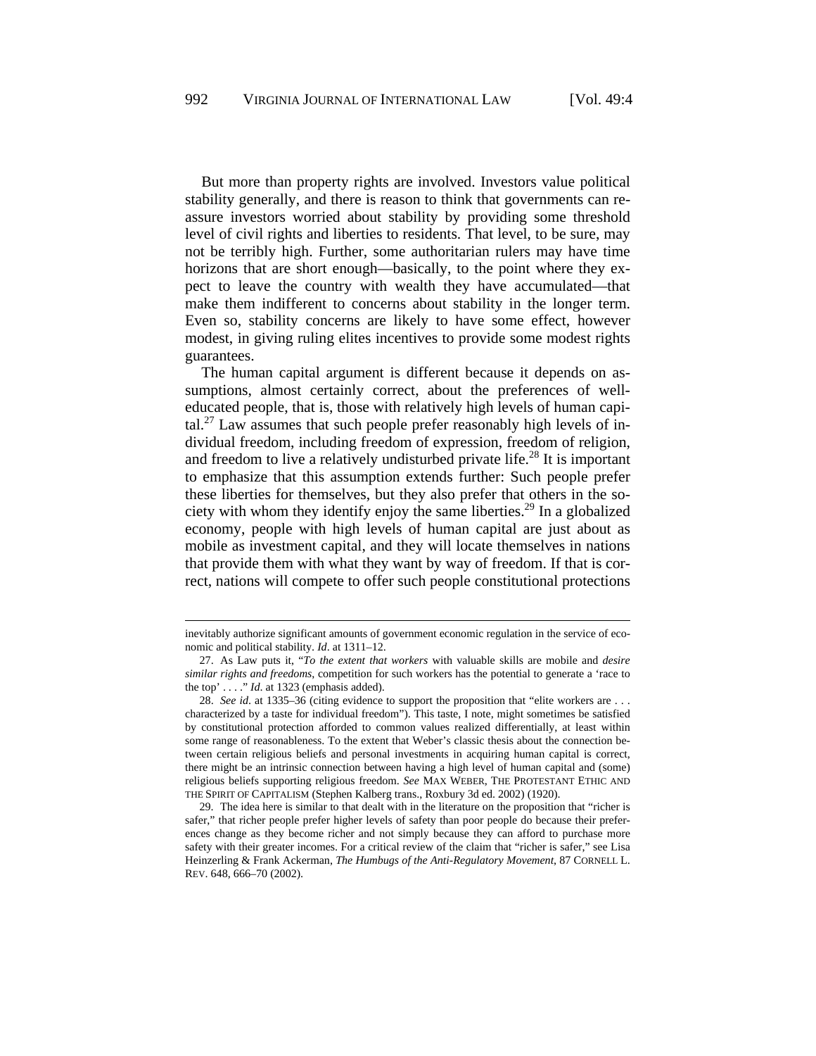But more than property rights are involved. Investors value political stability generally, and there is reason to think that governments can reassure investors worried about stability by providing some threshold level of civil rights and liberties to residents. That level, to be sure, may not be terribly high. Further, some authoritarian rulers may have time horizons that are short enough—basically, to the point where they expect to leave the country with wealth they have accumulated—that make them indifferent to concerns about stability in the longer term. Even so, stability concerns are likely to have some effect, however modest, in giving ruling elites incentives to provide some modest rights guarantees.

The human capital argument is different because it depends on assumptions, almost certainly correct, about the preferences of well-educated people, that is, those with relatively high levels of human capital.[27] Law assumes that such people prefer reasonably high levels of individual freedom, including freedom of expression, freedom of religion, and freedom to live a relatively undisturbed private life.[28] It is important to emphasize that this assumption extends further: Such people prefer these liberties for themselves, but they also prefer that others in the society with whom they identify enjoy the same liberties.[29] In a globalized economy, people with high levels of human capital are just about as mobile as investment capital, and they will locate themselves in nations that provide them with what they want by way of freedom. If that is correct, nations will compete to offer such people constitutional protections

---

inevitably authorize significant amounts of government economic regulation in the service of economic and political stability. *Id*. at 1311–12.

27. As Law puts it, "*To the extent that workers* with valuable skills are mobile and *desire similar rights and freedoms*, competition for such workers has the potential to generate a 'race to the top' . . . ." *Id*. at 1323 (emphasis added).

28. *See id*. at 1335–36 (citing evidence to support the proposition that "elite workers are . . . characterized by a taste for individual freedom"). This taste, I note, might sometimes be satisfied by constitutional protection afforded to common values realized differentially, at least within some range of reasonableness. To the extent that Weber's classic thesis about the connection between certain religious beliefs and personal investments in acquiring human capital is correct, there might be an intrinsic connection between having a high level of human capital and (some) religious beliefs supporting religious freedom. *See* MAX WEBER, THE PROTESTANT ETHIC AND THE SPIRIT OF CAPITALISM (Stephen Kalberg trans., Roxbury 3d ed. 2002) (1920).

29. The idea here is similar to that dealt with in the literature on the proposition that "richer is safer," that richer people prefer higher levels of safety than poor people do because their preferences change as they become richer and not simply because they can afford to purchase more safety with their greater incomes. For a critical review of the claim that "richer is safer," see Lisa Heinzerling & Frank Ackerman, *The Humbugs of the Anti-Regulatory Movement*, 87 CORNELL L. REV. 648, 666–70 (2002).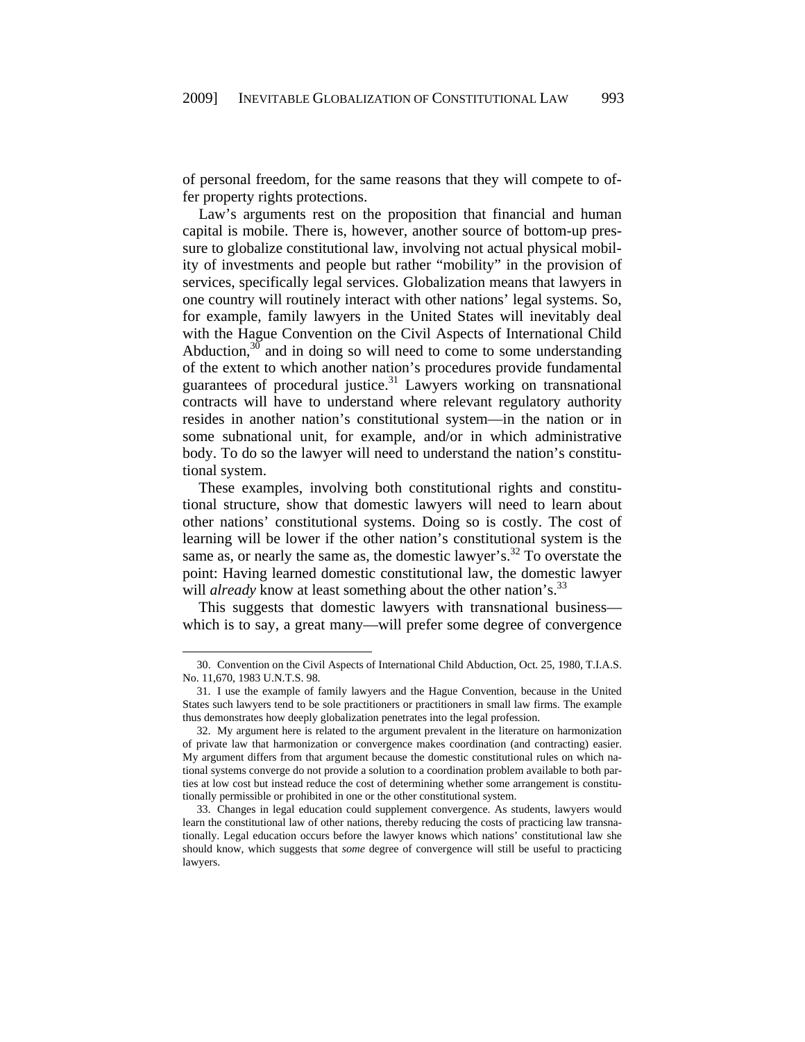of personal freedom, for the same reasons that they will compete to offer property rights protections.

Law's arguments rest on the proposition that financial and human capital is mobile. There is, however, another source of bottom-up pressure to globalize constitutional law, involving not actual physical mobility of investments and people but rather "mobility" in the provision of services, specifically legal services. Globalization means that lawyers in one country will routinely interact with other nations' legal systems. So, for example, family lawyers in the United States will inevitably deal with the Hague Convention on the Civil Aspects of International Child Abduction,[30] and in doing so will need to come to some understanding of the extent to which another nation's procedures provide fundamental guarantees of procedural justice.[31] Lawyers working on transnational contracts will have to understand where relevant regulatory authority resides in another nation's constitutional system—in the nation or in some subnational unit, for example, and/or in which administrative body. To do so the lawyer will need to understand the nation's constitutional system.

These examples, involving both constitutional rights and constitutional structure, show that domestic lawyers will need to learn about other nations' constitutional systems. Doing so is costly. The cost of learning will be lower if the other nation's constitutional system is the same as, or nearly the same as, the domestic lawyer's.[32] To overstate the point: Having learned domestic constitutional law, the domestic lawyer will *already* know at least something about the other nation's.[33]

This suggests that domestic lawyers with transnational business—which is to say, a great many—will prefer some degree of convergence

---

30. Convention on the Civil Aspects of International Child Abduction, Oct. 25, 1980, T.I.A.S. No. 11,670, 1983 U.N.T.S. 98.

31. I use the example of family lawyers and the Hague Convention, because in the United States such lawyers tend to be sole practitioners or practitioners in small law firms. The example thus demonstrates how deeply globalization penetrates into the legal profession.

32. My argument here is related to the argument prevalent in the literature on harmonization of private law that harmonization or convergence makes coordination (and contracting) easier. My argument differs from that argument because the domestic constitutional rules on which national systems converge do not provide a solution to a coordination problem available to both parties at low cost but instead reduce the cost of determining whether some arrangement is constitutionally permissible or prohibited in one or the other constitutional system.

33. Changes in legal education could supplement convergence. As students, lawyers would learn the constitutional law of other nations, thereby reducing the costs of practicing law transnationally. Legal education occurs before the lawyer knows which nations' constitutional law she should know, which suggests that *some* degree of convergence will still be useful to practicing lawyers.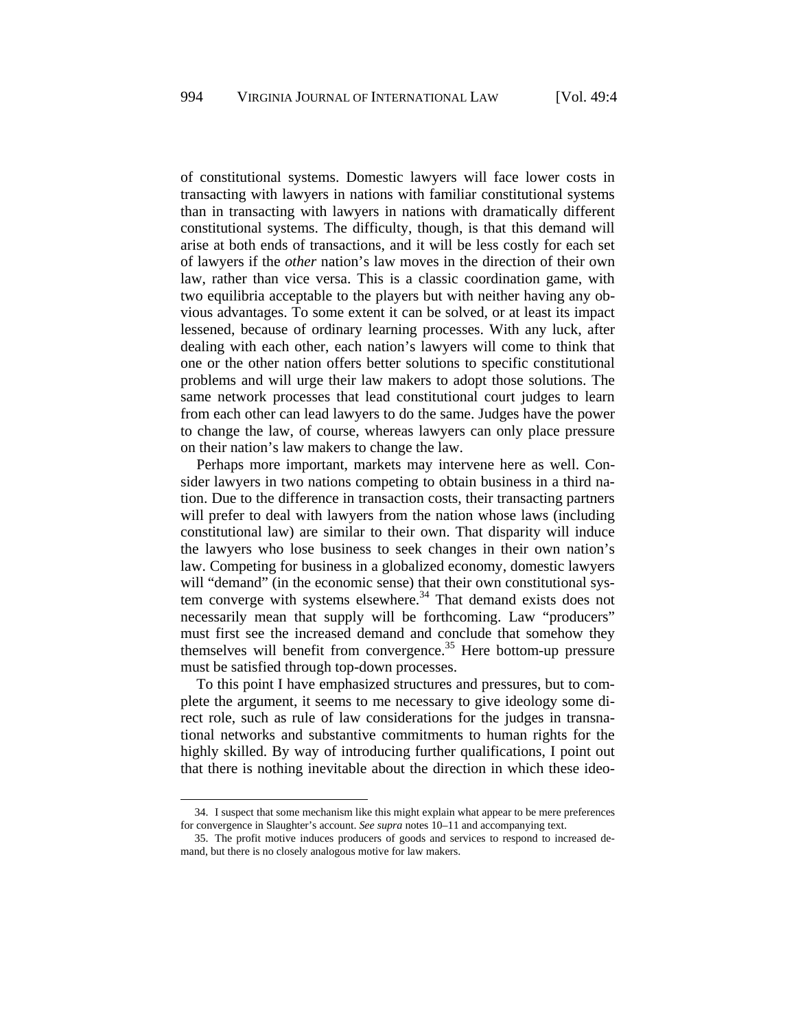of constitutional systems. Domestic lawyers will face lower costs in transacting with lawyers in nations with familiar constitutional systems than in transacting with lawyers in nations with dramatically different constitutional systems. The difficulty, though, is that this demand will arise at both ends of transactions, and it will be less costly for each set of lawyers if the *other* nation's law moves in the direction of their own law, rather than vice versa. This is a classic coordination game, with two equilibria acceptable to the players but with neither having any obvious advantages. To some extent it can be solved, or at least its impact lessened, because of ordinary learning processes. With any luck, after dealing with each other, each nation's lawyers will come to think that one or the other nation offers better solutions to specific constitutional problems and will urge their law makers to adopt those solutions. The same network processes that lead constitutional court judges to learn from each other can lead lawyers to do the same. Judges have the power to change the law, of course, whereas lawyers can only place pressure on their nation's law makers to change the law.

Perhaps more important, markets may intervene here as well. Consider lawyers in two nations competing to obtain business in a third nation. Due to the difference in transaction costs, their transacting partners will prefer to deal with lawyers from the nation whose laws (including constitutional law) are similar to their own. That disparity will induce the lawyers who lose business to seek changes in their own nation's law. Competing for business in a globalized economy, domestic lawyers will "demand" (in the economic sense) that their own constitutional system converge with systems elsewhere.[34] That demand exists does not necessarily mean that supply will be forthcoming. Law "producers" must first see the increased demand and conclude that somehow they themselves will benefit from convergence.[35] Here bottom-up pressure must be satisfied through top-down processes.

To this point I have emphasized structures and pressures, but to complete the argument, it seems to me necessary to give ideology some direct role, such as rule of law considerations for the judges in transnational networks and substantive commitments to human rights for the highly skilled. By way of introducing further qualifications, I point out that there is nothing inevitable about the direction in which these ideo-

34. I suspect that some mechanism like this might explain what appear to be mere preferences for convergence in Slaughter's account. *See supra* notes 10–11 and accompanying text.

35. The profit motive induces producers of goods and services to respond to increased demand, but there is no closely analogous motive for law makers.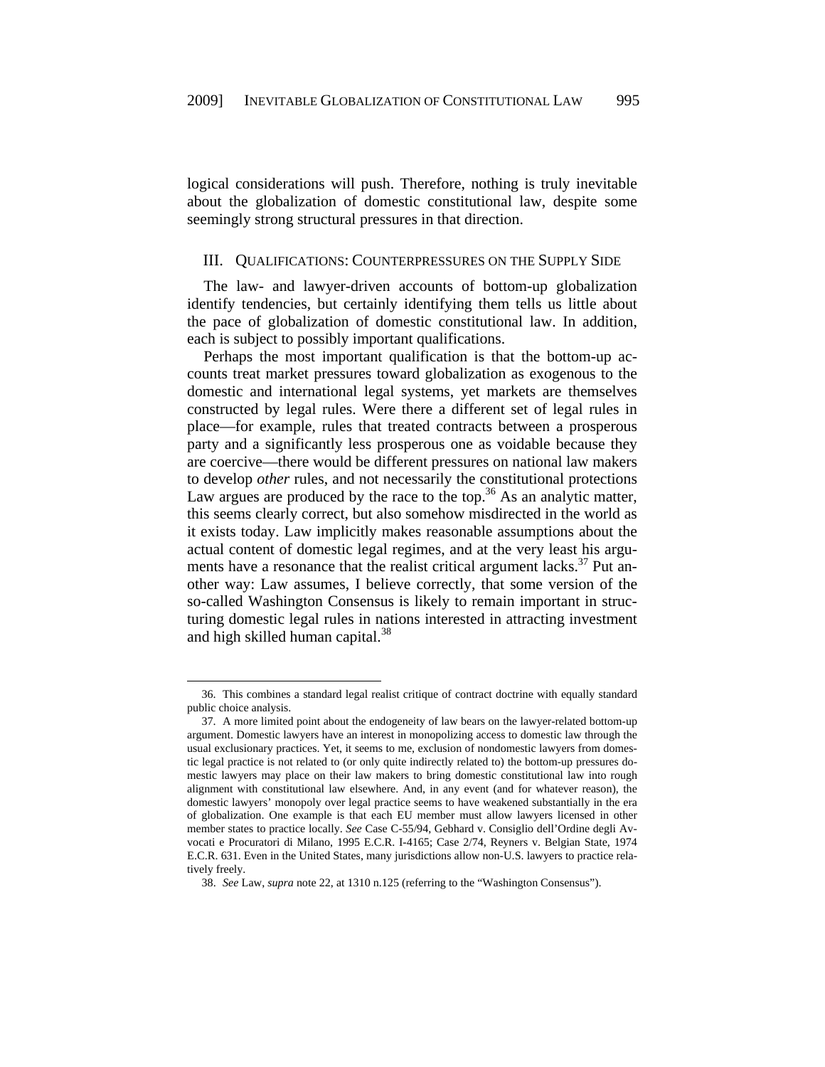logical considerations will push. Therefore, nothing is truly inevitable about the globalization of domestic constitutional law, despite some seemingly strong structural pressures in that direction.

## III. QUALIFICATIONS: COUNTERPRESSURES ON THE SUPPLY SIDE

The law- and lawyer-driven accounts of bottom-up globalization identify tendencies, but certainly identifying them tells us little about the pace of globalization of domestic constitutional law. In addition, each is subject to possibly important qualifications.

Perhaps the most important qualification is that the bottom-up accounts treat market pressures toward globalization as exogenous to the domestic and international legal systems, yet markets are themselves constructed by legal rules. Were there a different set of legal rules in place—for example, rules that treated contracts between a prosperous party and a significantly less prosperous one as voidable because they are coercive—there would be different pressures on national law makers to develop *other* rules, and not necessarily the constitutional protections Law argues are produced by the race to the top.[36] As an analytic matter, this seems clearly correct, but also somehow misdirected in the world as it exists today. Law implicitly makes reasonable assumptions about the actual content of domestic legal regimes, and at the very least his arguments have a resonance that the realist critical argument lacks.[37] Put another way: Law assumes, I believe correctly, that some version of the so-called Washington Consensus is likely to remain important in structuring domestic legal rules in nations interested in attracting investment and high skilled human capital.[38]

---

36. This combines a standard legal realist critique of contract doctrine with equally standard public choice analysis.

37. A more limited point about the endogeneity of law bears on the lawyer-related bottom-up argument. Domestic lawyers have an interest in monopolizing access to domestic law through the usual exclusionary practices. Yet, it seems to me, exclusion of nondomestic lawyers from domestic legal practice is not related to (or only quite indirectly related to) the bottom-up pressures domestic lawyers may place on their law makers to bring domestic constitutional law into rough alignment with constitutional law elsewhere. And, in any event (and for whatever reason), the domestic lawyers' monopoly over legal practice seems to have weakened substantially in the era of globalization. One example is that each EU member must allow lawyers licensed in other member states to practice locally. *See* Case C-55/94, Gebhard v. Consiglio dell'Ordine degli Avvocati e Procuratori di Milano, 1995 E.C.R. I-4165; Case 2/74, Reyners v. Belgian State, 1974 E.C.R. 631. Even in the United States, many jurisdictions allow non-U.S. lawyers to practice relatively freely.

38. *See* Law, *supra* note 22, at 1310 n.125 (referring to the "Washington Consensus").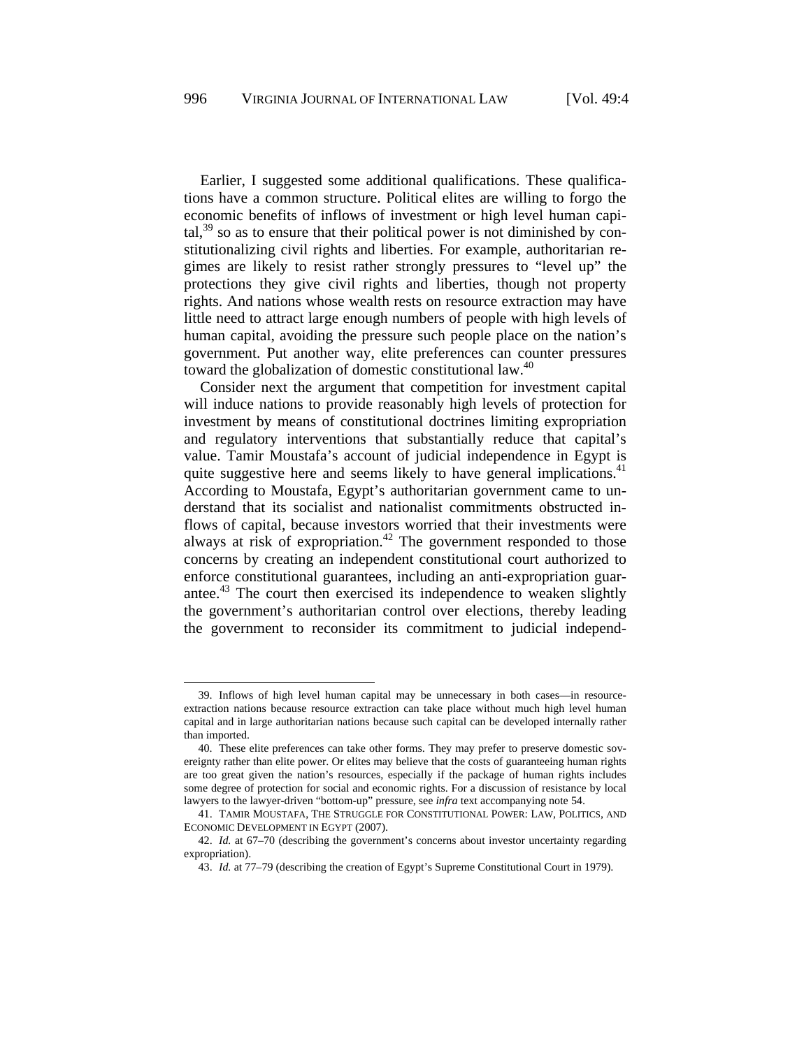Earlier, I suggested some additional qualifications. These qualifications have a common structure. Political elites are willing to forgo the economic benefits of inflows of investment or high level human capital,[39] so as to ensure that their political power is not diminished by constitutionalizing civil rights and liberties. For example, authoritarian regimes are likely to resist rather strongly pressures to "level up" the protections they give civil rights and liberties, though not property rights. And nations whose wealth rests on resource extraction may have little need to attract large enough numbers of people with high levels of human capital, avoiding the pressure such people place on the nation's government. Put another way, elite preferences can counter pressures toward the globalization of domestic constitutional law.[40]

Consider next the argument that competition for investment capital will induce nations to provide reasonably high levels of protection for investment by means of constitutional doctrines limiting expropriation and regulatory interventions that substantially reduce that capital's value. Tamir Moustafa's account of judicial independence in Egypt is quite suggestive here and seems likely to have general implications.[41] According to Moustafa, Egypt's authoritarian government came to understand that its socialist and nationalist commitments obstructed inflows of capital, because investors worried that their investments were always at risk of expropriation.[42] The government responded to those concerns by creating an independent constitutional court authorized to enforce constitutional guarantees, including an anti-expropriation guarantee.[43] The court then exercised its independence to weaken slightly the government's authoritarian control over elections, thereby leading the government to reconsider its commitment to judicial independ-

39. Inflows of high level human capital may be unnecessary in both cases—in resource-extraction nations because resource extraction can take place without much high level human capital and in large authoritarian nations because such capital can be developed internally rather than imported.

40. These elite preferences can take other forms. They may prefer to preserve domestic sovereignty rather than elite power. Or elites may believe that the costs of guaranteeing human rights are too great given the nation's resources, especially if the package of human rights includes some degree of protection for social and economic rights. For a discussion of resistance by local lawyers to the lawyer-driven "bottom-up" pressure, see *infra* text accompanying note 54.

41. TAMIR MOUSTAFA, THE STRUGGLE FOR CONSTITUTIONAL POWER: LAW, POLITICS, AND ECONOMIC DEVELOPMENT IN EGYPT (2007).

42. *Id.* at 67–70 (describing the government's concerns about investor uncertainty regarding expropriation).

43. *Id.* at 77–79 (describing the creation of Egypt's Supreme Constitutional Court in 1979).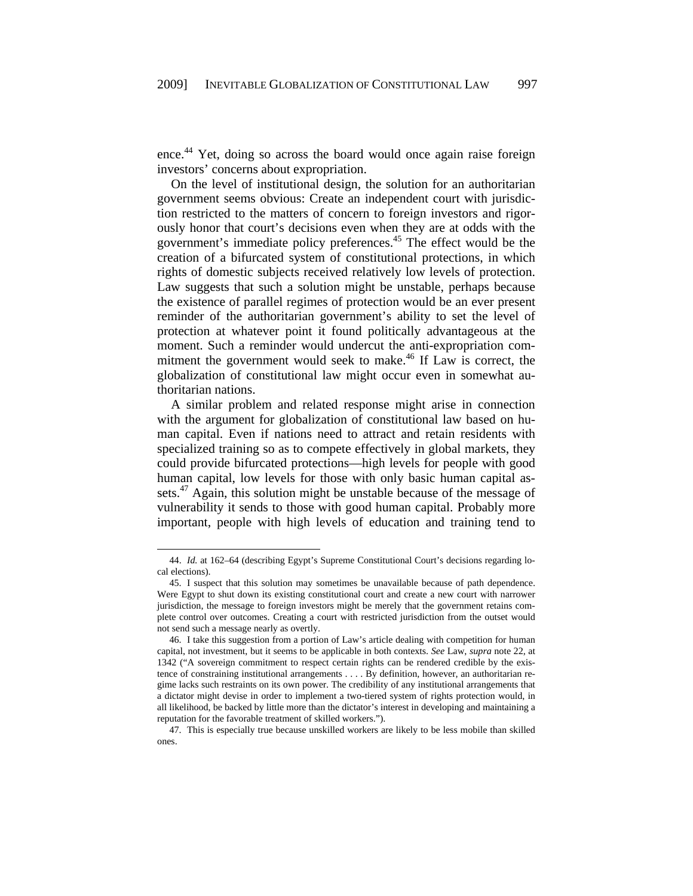ence.[44] Yet, doing so across the board would once again raise foreign investors' concerns about expropriation.

On the level of institutional design, the solution for an authoritarian government seems obvious: Create an independent court with jurisdiction restricted to the matters of concern to foreign investors and rigorously honor that court's decisions even when they are at odds with the government's immediate policy preferences.[45] The effect would be the creation of a bifurcated system of constitutional protections, in which rights of domestic subjects received relatively low levels of protection. Law suggests that such a solution might be unstable, perhaps because the existence of parallel regimes of protection would be an ever present reminder of the authoritarian government's ability to set the level of protection at whatever point it found politically advantageous at the moment. Such a reminder would undercut the anti-expropriation commitment the government would seek to make.[46] If Law is correct, the globalization of constitutional law might occur even in somewhat authoritarian nations.

A similar problem and related response might arise in connection with the argument for globalization of constitutional law based on human capital. Even if nations need to attract and retain residents with specialized training so as to compete effectively in global markets, they could provide bifurcated protections—high levels for people with good human capital, low levels for those with only basic human capital assets.[47] Again, this solution might be unstable because of the message of vulnerability it sends to those with good human capital. Probably more important, people with high levels of education and training tend to

---

44. *Id.* at 162–64 (describing Egypt's Supreme Constitutional Court's decisions regarding local elections).

45. I suspect that this solution may sometimes be unavailable because of path dependence. Were Egypt to shut down its existing constitutional court and create a new court with narrower jurisdiction, the message to foreign investors might be merely that the government retains complete control over outcomes. Creating a court with restricted jurisdiction from the outset would not send such a message nearly as overtly.

46. I take this suggestion from a portion of Law's article dealing with competition for human capital, not investment, but it seems to be applicable in both contexts. *See* Law, *supra* note 22, at 1342 ("A sovereign commitment to respect certain rights can be rendered credible by the existence of constraining institutional arrangements . . . . By definition, however, an authoritarian regime lacks such restraints on its own power. The credibility of any institutional arrangements that a dictator might devise in order to implement a two-tiered system of rights protection would, in all likelihood, be backed by little more than the dictator's interest in developing and maintaining a reputation for the favorable treatment of skilled workers.").

47. This is especially true because unskilled workers are likely to be less mobile than skilled ones.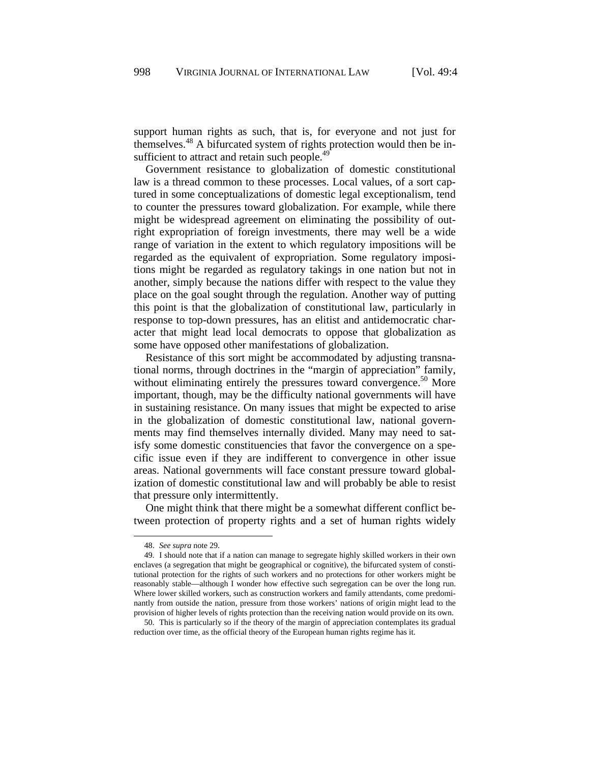support human rights as such, that is, for everyone and not just for themselves.[48] A bifurcated system of rights protection would then be insufficient to attract and retain such people.[49]

Government resistance to globalization of domestic constitutional law is a thread common to these processes. Local values, of a sort captured in some conceptualizations of domestic legal exceptionalism, tend to counter the pressures toward globalization. For example, while there might be widespread agreement on eliminating the possibility of outright expropriation of foreign investments, there may well be a wide range of variation in the extent to which regulatory impositions will be regarded as the equivalent of expropriation. Some regulatory impositions might be regarded as regulatory takings in one nation but not in another, simply because the nations differ with respect to the value they place on the goal sought through the regulation. Another way of putting this point is that the globalization of constitutional law, particularly in response to top-down pressures, has an elitist and antidemocratic character that might lead local democrats to oppose that globalization as some have opposed other manifestations of globalization.

Resistance of this sort might be accommodated by adjusting transnational norms, through doctrines in the "margin of appreciation" family, without eliminating entirely the pressures toward convergence.[50] More important, though, may be the difficulty national governments will have in sustaining resistance. On many issues that might be expected to arise in the globalization of domestic constitutional law, national governments may find themselves internally divided. Many may need to satisfy some domestic constituencies that favor the convergence on a specific issue even if they are indifferent to convergence in other issue areas. National governments will face constant pressure toward globalization of domestic constitutional law and will probably be able to resist that pressure only intermittently.

One might think that there might be a somewhat different conflict between protection of property rights and a set of human rights widely

---

48. *See supra* note 29.

49. I should note that if a nation can manage to segregate highly skilled workers in their own enclaves (a segregation that might be geographical or cognitive), the bifurcated system of constitutional protection for the rights of such workers and no protections for other workers might be reasonably stable—although I wonder how effective such segregation can be over the long run. Where lower skilled workers, such as construction workers and family attendants, come predominantly from outside the nation, pressure from those workers' nations of origin might lead to the provision of higher levels of rights protection than the receiving nation would provide on its own.

50. This is particularly so if the theory of the margin of appreciation contemplates its gradual reduction over time, as the official theory of the European human rights regime has it.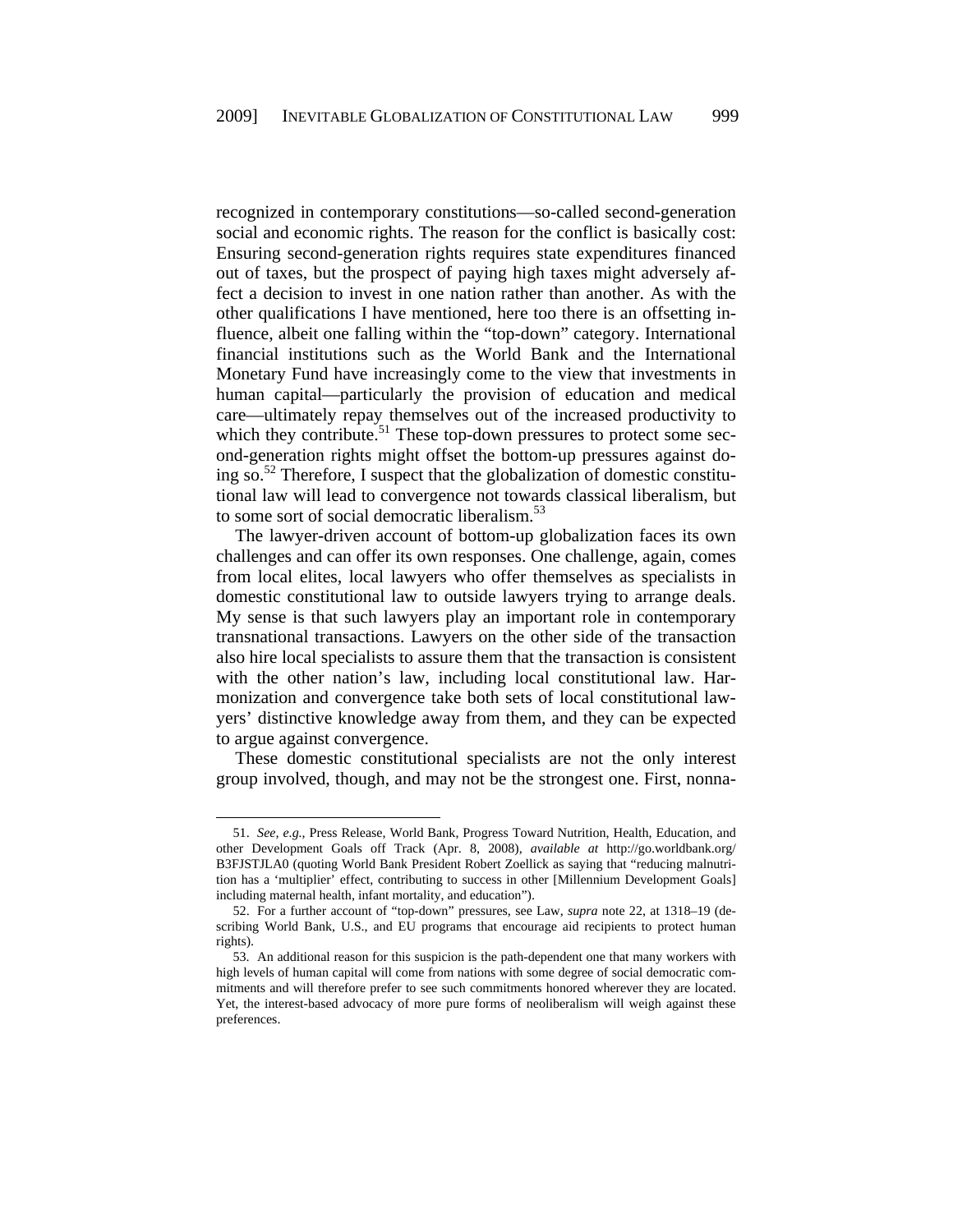recognized in contemporary constitutions—so-called second-generation social and economic rights. The reason for the conflict is basically cost: Ensuring second-generation rights requires state expenditures financed out of taxes, but the prospect of paying high taxes might adversely affect a decision to invest in one nation rather than another. As with the other qualifications I have mentioned, here too there is an offsetting influence, albeit one falling within the "top-down" category. International financial institutions such as the World Bank and the International Monetary Fund have increasingly come to the view that investments in human capital—particularly the provision of education and medical care—ultimately repay themselves out of the increased productivity to which they contribute.[51] These top-down pressures to protect some second-generation rights might offset the bottom-up pressures against doing so.[52] Therefore, I suspect that the globalization of domestic constitutional law will lead to convergence not towards classical liberalism, but to some sort of social democratic liberalism.[53]

The lawyer-driven account of bottom-up globalization faces its own challenges and can offer its own responses. One challenge, again, comes from local elites, local lawyers who offer themselves as specialists in domestic constitutional law to outside lawyers trying to arrange deals. My sense is that such lawyers play an important role in contemporary transnational transactions. Lawyers on the other side of the transaction also hire local specialists to assure them that the transaction is consistent with the other nation's law, including local constitutional law. Harmonization and convergence take both sets of local constitutional lawyers' distinctive knowledge away from them, and they can be expected to argue against convergence.

These domestic constitutional specialists are not the only interest group involved, though, and may not be the strongest one. First, nonna-

---

51. *See, e.g.*, Press Release, World Bank, Progress Toward Nutrition, Health, Education, and other Development Goals off Track (Apr. 8, 2008), *available at* http://go.worldbank.org/B3FJSTJLA0 (quoting World Bank President Robert Zoellick as saying that "reducing malnutrition has a 'multiplier' effect, contributing to success in other [Millennium Development Goals] including maternal health, infant mortality, and education").

52. For a further account of "top-down" pressures, see Law, *supra* note 22, at 1318–19 (describing World Bank, U.S., and EU programs that encourage aid recipients to protect human rights).

53. An additional reason for this suspicion is the path-dependent one that many workers with high levels of human capital will come from nations with some degree of social democratic commitments and will therefore prefer to see such commitments honored wherever they are located. Yet, the interest-based advocacy of more pure forms of neoliberalism will weigh against these preferences.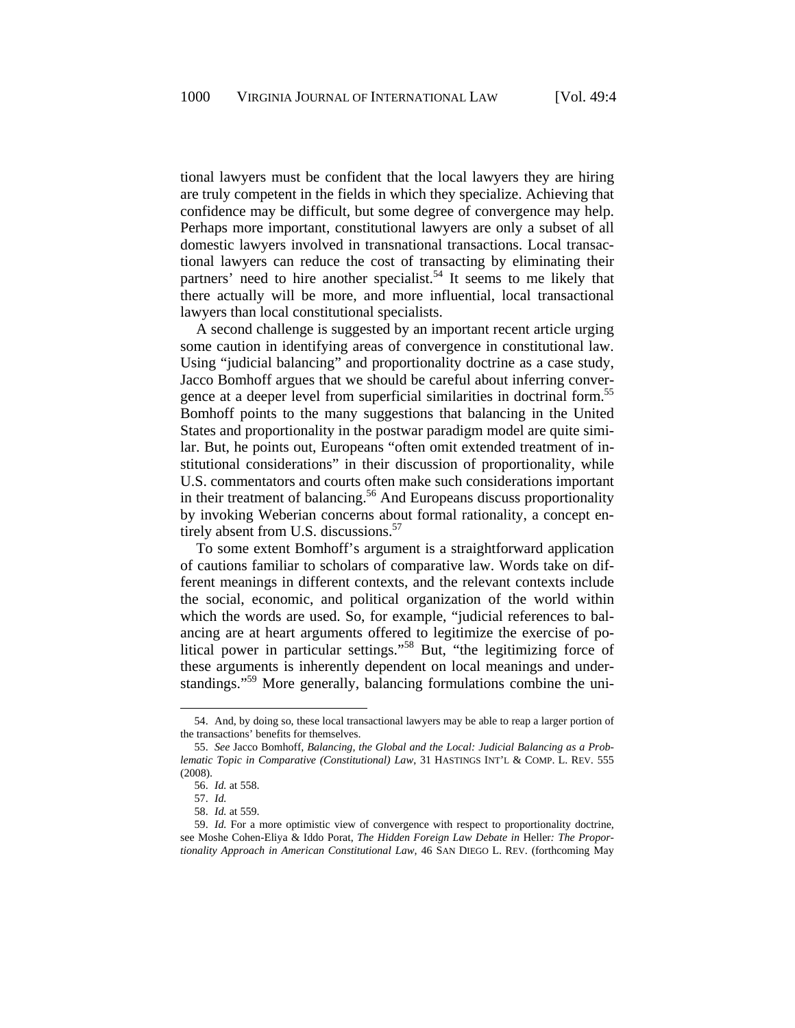tional lawyers must be confident that the local lawyers they are hiring are truly competent in the fields in which they specialize. Achieving that confidence may be difficult, but some degree of convergence may help. Perhaps more important, constitutional lawyers are only a subset of all domestic lawyers involved in transnational transactions. Local transactional lawyers can reduce the cost of transacting by eliminating their partners' need to hire another specialist.[54] It seems to me likely that there actually will be more, and more influential, local transactional lawyers than local constitutional specialists.

A second challenge is suggested by an important recent article urging some caution in identifying areas of convergence in constitutional law. Using "judicial balancing" and proportionality doctrine as a case study, Jacco Bomhoff argues that we should be careful about inferring convergence at a deeper level from superficial similarities in doctrinal form.[55] Bomhoff points to the many suggestions that balancing in the United States and proportionality in the postwar paradigm model are quite similar. But, he points out, Europeans "often omit extended treatment of institutional considerations" in their discussion of proportionality, while U.S. commentators and courts often make such considerations important in their treatment of balancing.[56] And Europeans discuss proportionality by invoking Weberian concerns about formal rationality, a concept entirely absent from U.S. discussions.[57]

To some extent Bomhoff's argument is a straightforward application of cautions familiar to scholars of comparative law. Words take on different meanings in different contexts, and the relevant contexts include the social, economic, and political organization of the world within which the words are used. So, for example, "judicial references to balancing are at heart arguments offered to legitimize the exercise of political power in particular settings."[58] But, "the legitimizing force of these arguments is inherently dependent on local meanings and understandings."[59] More generally, balancing formulations combine the uni-

---

54. And, by doing so, these local transactional lawyers may be able to reap a larger portion of the transactions' benefits for themselves.

55. *See* Jacco Bomhoff, *Balancing, the Global and the Local: Judicial Balancing as a Problematic Topic in Comparative (Constitutional) Law*, 31 HASTINGS INT'L & COMP. L. REV. 555 (2008).

56. *Id.* at 558.

57. *Id.*

58. *Id.* at 559.

59. *Id.* For a more optimistic view of convergence with respect to proportionality doctrine, see Moshe Cohen-Eliya & Iddo Porat, *The Hidden Foreign Law Debate in* Heller*: The Proportionality Approach in American Constitutional Law*, 46 SAN DIEGO L. REV. (forthcoming May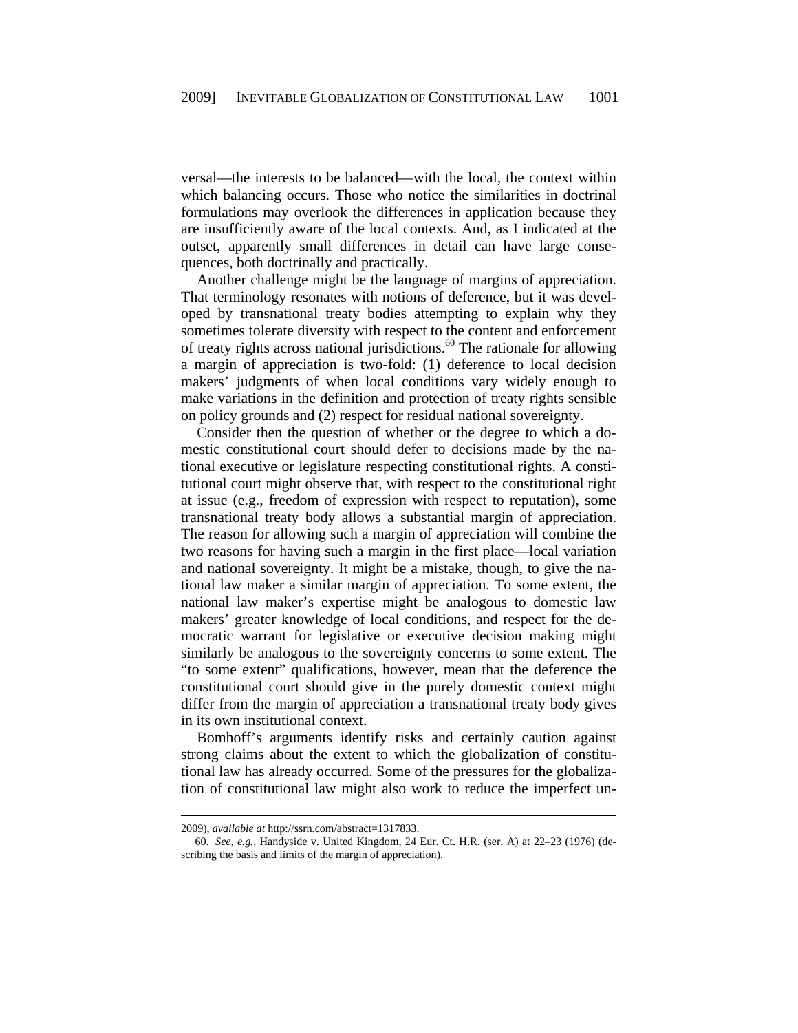versal—the interests to be balanced—with the local, the context within which balancing occurs. Those who notice the similarities in doctrinal formulations may overlook the differences in application because they are insufficiently aware of the local contexts. And, as I indicated at the outset, apparently small differences in detail can have large consequences, both doctrinally and practically.

Another challenge might be the language of margins of appreciation. That terminology resonates with notions of deference, but it was developed by transnational treaty bodies attempting to explain why they sometimes tolerate diversity with respect to the content and enforcement of treaty rights across national jurisdictions.[60] The rationale for allowing a margin of appreciation is two-fold: (1) deference to local decision makers' judgments of when local conditions vary widely enough to make variations in the definition and protection of treaty rights sensible on policy grounds and (2) respect for residual national sovereignty.

Consider then the question of whether or the degree to which a domestic constitutional court should defer to decisions made by the national executive or legislature respecting constitutional rights. A constitutional court might observe that, with respect to the constitutional right at issue (e.g., freedom of expression with respect to reputation), some transnational treaty body allows a substantial margin of appreciation. The reason for allowing such a margin of appreciation will combine the two reasons for having such a margin in the first place—local variation and national sovereignty. It might be a mistake, though, to give the national law maker a similar margin of appreciation. To some extent, the national law maker's expertise might be analogous to domestic law makers' greater knowledge of local conditions, and respect for the democratic warrant for legislative or executive decision making might similarly be analogous to the sovereignty concerns to some extent. The "to some extent" qualifications, however, mean that the deference the constitutional court should give in the purely domestic context might differ from the margin of appreciation a transnational treaty body gives in its own institutional context.

Bomhoff's arguments identify risks and certainly caution against strong claims about the extent to which the globalization of constitutional law has already occurred. Some of the pressures for the globalization of constitutional law might also work to reduce the imperfect un-

---

2009), *available at* http://ssrn.com/abstract=1317833.

60. *See, e.g.*, Handyside v. United Kingdom, 24 Eur. Ct. H.R. (ser. A) at 22–23 (1976) (describing the basis and limits of the margin of appreciation).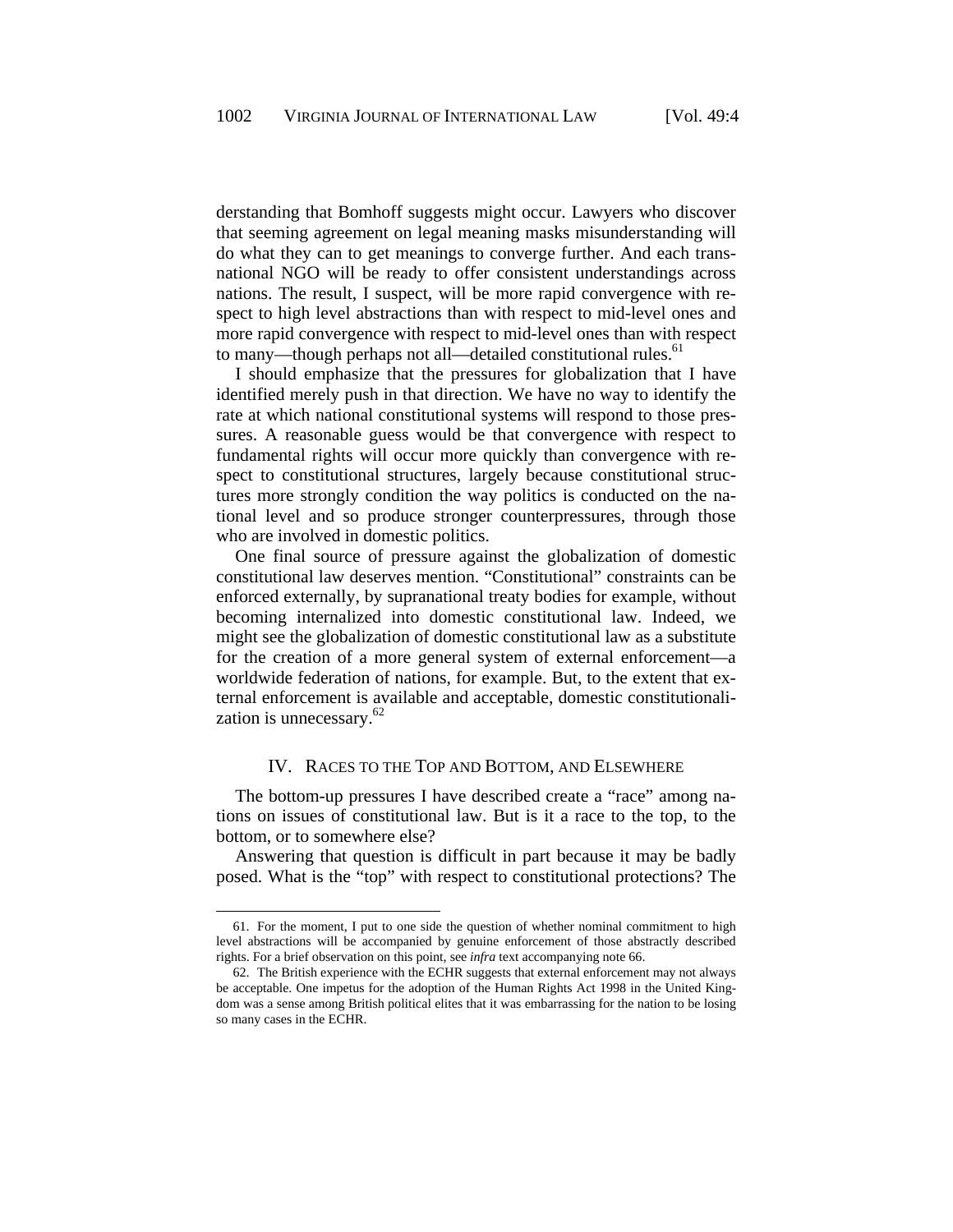derstanding that Bomhoff suggests might occur. Lawyers who discover that seeming agreement on legal meaning masks misunderstanding will do what they can to get meanings to converge further. And each transnational NGO will be ready to offer consistent understandings across nations. The result, I suspect, will be more rapid convergence with respect to high level abstractions than with respect to mid-level ones and more rapid convergence with respect to mid-level ones than with respect to many—though perhaps not all—detailed constitutional rules.[61]

I should emphasize that the pressures for globalization that I have identified merely push in that direction. We have no way to identify the rate at which national constitutional systems will respond to those pressures. A reasonable guess would be that convergence with respect to fundamental rights will occur more quickly than convergence with respect to constitutional structures, largely because constitutional structures more strongly condition the way politics is conducted on the national level and so produce stronger counterpressures, through those who are involved in domestic politics.

One final source of pressure against the globalization of domestic constitutional law deserves mention. "Constitutional" constraints can be enforced externally, by supranational treaty bodies for example, without becoming internalized into domestic constitutional law. Indeed, we might see the globalization of domestic constitutional law as a substitute for the creation of a more general system of external enforcement—a worldwide federation of nations, for example. But, to the extent that external enforcement is available and acceptable, domestic constitutionalization is unnecessary.[62]

## IV. RACES TO THE TOP AND BOTTOM, AND ELSEWHERE

The bottom-up pressures I have described create a "race" among nations on issues of constitutional law. But is it a race to the top, to the bottom, or to somewhere else?

Answering that question is difficult in part because it may be badly posed. What is the "top" with respect to constitutional protections? The

---

61. For the moment, I put to one side the question of whether nominal commitment to high level abstractions will be accompanied by genuine enforcement of those abstractly described rights. For a brief observation on this point, see *infra* text accompanying note 66.

62. The British experience with the ECHR suggests that external enforcement may not always be acceptable. One impetus for the adoption of the Human Rights Act 1998 in the United Kingdom was a sense among British political elites that it was embarrassing for the nation to be losing so many cases in the ECHR.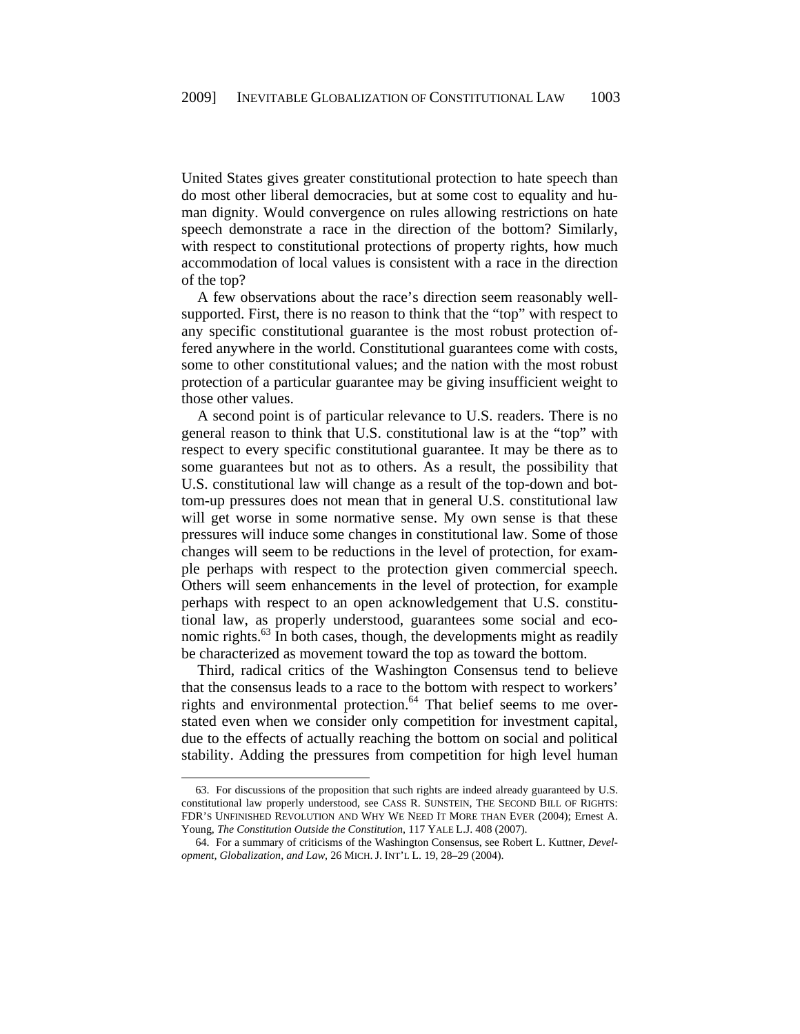United States gives greater constitutional protection to hate speech than do most other liberal democracies, but at some cost to equality and human dignity. Would convergence on rules allowing restrictions on hate speech demonstrate a race in the direction of the bottom? Similarly, with respect to constitutional protections of property rights, how much accommodation of local values is consistent with a race in the direction of the top?

A few observations about the race's direction seem reasonably well-supported. First, there is no reason to think that the "top" with respect to any specific constitutional guarantee is the most robust protection offered anywhere in the world. Constitutional guarantees come with costs, some to other constitutional values; and the nation with the most robust protection of a particular guarantee may be giving insufficient weight to those other values.

A second point is of particular relevance to U.S. readers. There is no general reason to think that U.S. constitutional law is at the "top" with respect to every specific constitutional guarantee. It may be there as to some guarantees but not as to others. As a result, the possibility that U.S. constitutional law will change as a result of the top-down and bottom-up pressures does not mean that in general U.S. constitutional law will get worse in some normative sense. My own sense is that these pressures will induce some changes in constitutional law. Some of those changes will seem to be reductions in the level of protection, for example perhaps with respect to the protection given commercial speech. Others will seem enhancements in the level of protection, for example perhaps with respect to an open acknowledgement that U.S. constitutional law, as properly understood, guarantees some social and economic rights.[63] In both cases, though, the developments might as readily be characterized as movement toward the top as toward the bottom.

Third, radical critics of the Washington Consensus tend to believe that the consensus leads to a race to the bottom with respect to workers' rights and environmental protection.[64] That belief seems to me overstated even when we consider only competition for investment capital, due to the effects of actually reaching the bottom on social and political stability. Adding the pressures from competition for high level human

---

63. For discussions of the proposition that such rights are indeed already guaranteed by U.S. constitutional law properly understood, see CASS R. SUNSTEIN, THE SECOND BILL OF RIGHTS: FDR'S UNFINISHED REVOLUTION AND WHY WE NEED IT MORE THAN EVER (2004); Ernest A. Young, *The Constitution Outside the Constitution*, 117 YALE L.J. 408 (2007).

64. For a summary of criticisms of the Washington Consensus, see Robert L. Kuttner, *Development, Globalization, and Law*, 26 MICH. J. INT'L L. 19, 28–29 (2004).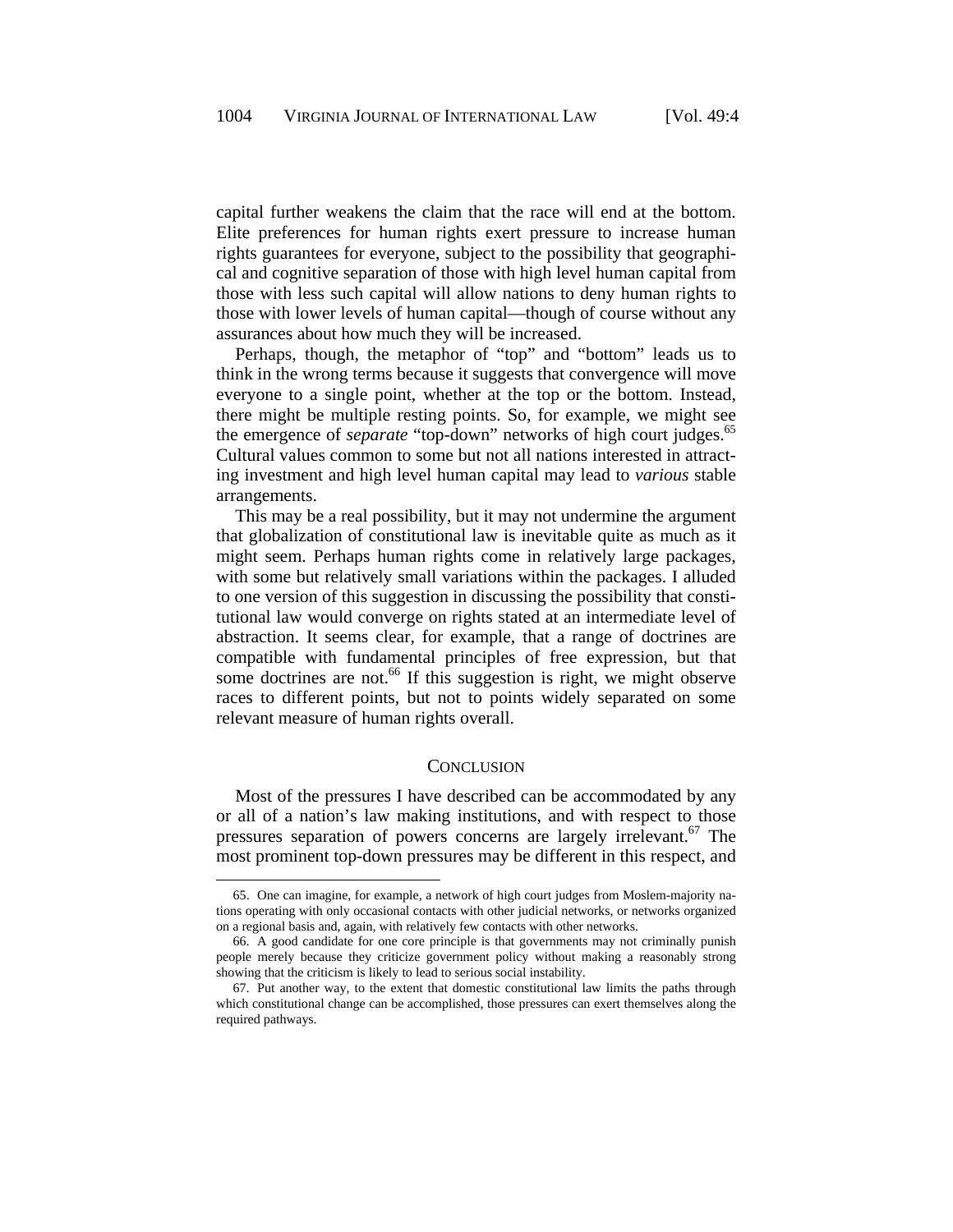capital further weakens the claim that the race will end at the bottom. Elite preferences for human rights exert pressure to increase human rights guarantees for everyone, subject to the possibility that geographical and cognitive separation of those with high level human capital from those with less such capital will allow nations to deny human rights to those with lower levels of human capital—though of course without any assurances about how much they will be increased.

Perhaps, though, the metaphor of "top" and "bottom" leads us to think in the wrong terms because it suggests that convergence will move everyone to a single point, whether at the top or the bottom. Instead, there might be multiple resting points. So, for example, we might see the emergence of *separate* "top-down" networks of high court judges.[65] Cultural values common to some but not all nations interested in attracting investment and high level human capital may lead to *various* stable arrangements.

This may be a real possibility, but it may not undermine the argument that globalization of constitutional law is inevitable quite as much as it might seem. Perhaps human rights come in relatively large packages, with some but relatively small variations within the packages. I alluded to one version of this suggestion in discussing the possibility that constitutional law would converge on rights stated at an intermediate level of abstraction. It seems clear, for example, that a range of doctrines are compatible with fundamental principles of free expression, but that some doctrines are not.[66] If this suggestion is right, we might observe races to different points, but not to points widely separated on some relevant measure of human rights overall.

## CONCLUSION

Most of the pressures I have described can be accommodated by any or all of a nation's law making institutions, and with respect to those pressures separation of powers concerns are largely irrelevant.[67] The most prominent top-down pressures may be different in this respect, and

---

65. One can imagine, for example, a network of high court judges from Moslem-majority nations operating with only occasional contacts with other judicial networks, or networks organized on a regional basis and, again, with relatively few contacts with other networks.

66. A good candidate for one core principle is that governments may not criminally punish people merely because they criticize government policy without making a reasonably strong showing that the criticism is likely to lead to serious social instability.

67. Put another way, to the extent that domestic constitutional law limits the paths through which constitutional change can be accomplished, those pressures can exert themselves along the required pathways.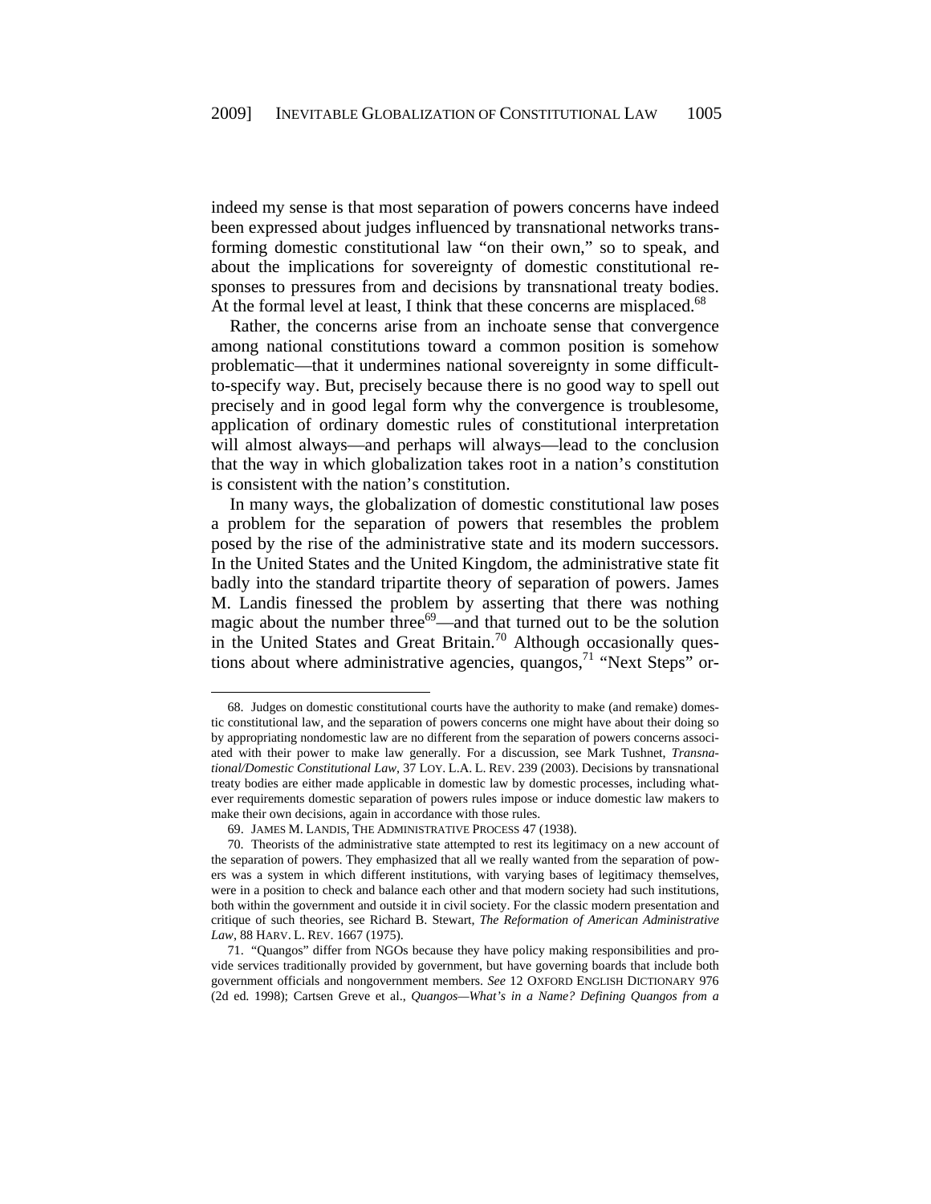indeed my sense is that most separation of powers concerns have indeed been expressed about judges influenced by transnational networks transforming domestic constitutional law "on their own," so to speak, and about the implications for sovereignty of domestic constitutional responses to pressures from and decisions by transnational treaty bodies. At the formal level at least, I think that these concerns are misplaced.[68]

Rather, the concerns arise from an inchoate sense that convergence among national constitutions toward a common position is somehow problematic—that it undermines national sovereignty in some difficult-to-specify way. But, precisely because there is no good way to spell out precisely and in good legal form why the convergence is troublesome, application of ordinary domestic rules of constitutional interpretation will almost always—and perhaps will always—lead to the conclusion that the way in which globalization takes root in a nation's constitution is consistent with the nation's constitution.

In many ways, the globalization of domestic constitutional law poses a problem for the separation of powers that resembles the problem posed by the rise of the administrative state and its modern successors. In the United States and the United Kingdom, the administrative state fit badly into the standard tripartite theory of separation of powers. James M. Landis finessed the problem by asserting that there was nothing magic about the number three[69]—and that turned out to be the solution in the United States and Great Britain.[70] Although occasionally questions about where administrative agencies, quangos,[71] "Next Steps" or-

---

68. Judges on domestic constitutional courts have the authority to make (and remake) domestic constitutional law, and the separation of powers concerns one might have about their doing so by appropriating nondomestic law are no different from the separation of powers concerns associated with their power to make law generally. For a discussion, see Mark Tushnet, *Transnational/Domestic Constitutional Law*, 37 LOY. L.A. L. REV. 239 (2003). Decisions by transnational treaty bodies are either made applicable in domestic law by domestic processes, including whatever requirements domestic separation of powers rules impose or induce domestic law makers to make their own decisions, again in accordance with those rules.

69. JAMES M. LANDIS, THE ADMINISTRATIVE PROCESS 47 (1938).

70. Theorists of the administrative state attempted to rest its legitimacy on a new account of the separation of powers. They emphasized that all we really wanted from the separation of powers was a system in which different institutions, with varying bases of legitimacy themselves, were in a position to check and balance each other and that modern society had such institutions, both within the government and outside it in civil society. For the classic modern presentation and critique of such theories, see Richard B. Stewart, *The Reformation of American Administrative Law*, 88 HARV. L. REV. 1667 (1975).

71. "Quangos" differ from NGOs because they have policy making responsibilities and provide services traditionally provided by government, but have governing boards that include both government officials and nongovernment members. *See* 12 OXFORD ENGLISH DICTIONARY 976 (2d ed. 1998); Cartsen Greve et al., *Quangos—What's in a Name? Defining Quangos from a*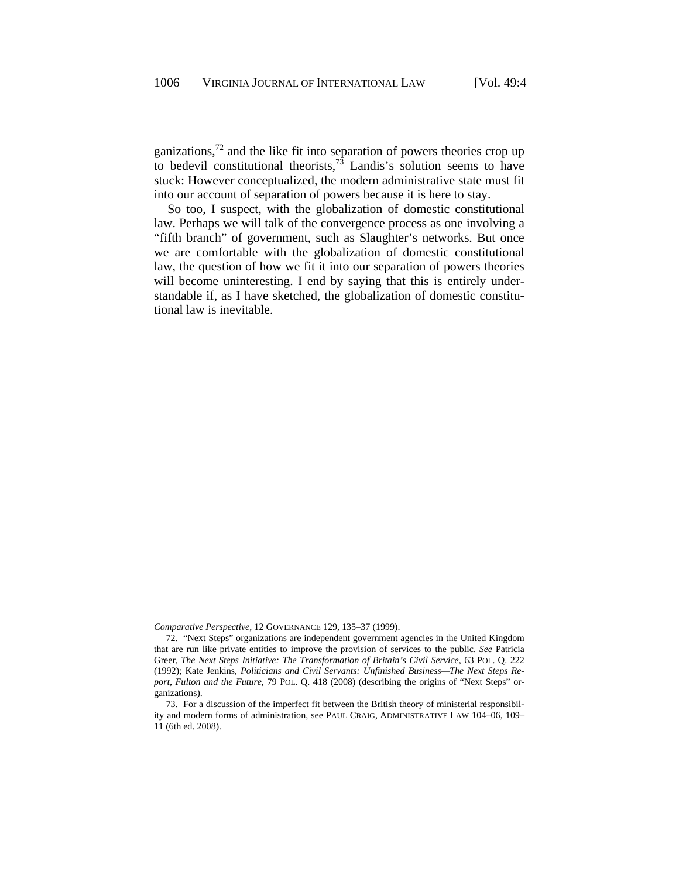ganizations,[72] and the like fit into separation of powers theories crop up to bedevil constitutional theorists,[73] Landis's solution seems to have stuck: However conceptualized, the modern administrative state must fit into our account of separation of powers because it is here to stay.

So too, I suspect, with the globalization of domestic constitutional law. Perhaps we will talk of the convergence process as one involving a "fifth branch" of government, such as Slaughter's networks. But once we are comfortable with the globalization of domestic constitutional law, the question of how we fit it into our separation of powers theories will become uninteresting. I end by saying that this is entirely understandable if, as I have sketched, the globalization of domestic constitutional law is inevitable.

---

*Comparative Perspective*, 12 GOVERNANCE 129, 135–37 (1999).

72. "Next Steps" organizations are independent government agencies in the United Kingdom that are run like private entities to improve the provision of services to the public. *See* Patricia Greer, *The Next Steps Initiative: The Transformation of Britain's Civil Service*, 63 POL. Q. 222 (1992); Kate Jenkins, *Politicians and Civil Servants: Unfinished Business—The Next Steps Report, Fulton and the Future*, 79 POL. Q. 418 (2008) (describing the origins of "Next Steps" organizations).

73. For a discussion of the imperfect fit between the British theory of ministerial responsibility and modern forms of administration, see PAUL CRAIG, ADMINISTRATIVE LAW 104–06, 109–11 (6th ed. 2008).